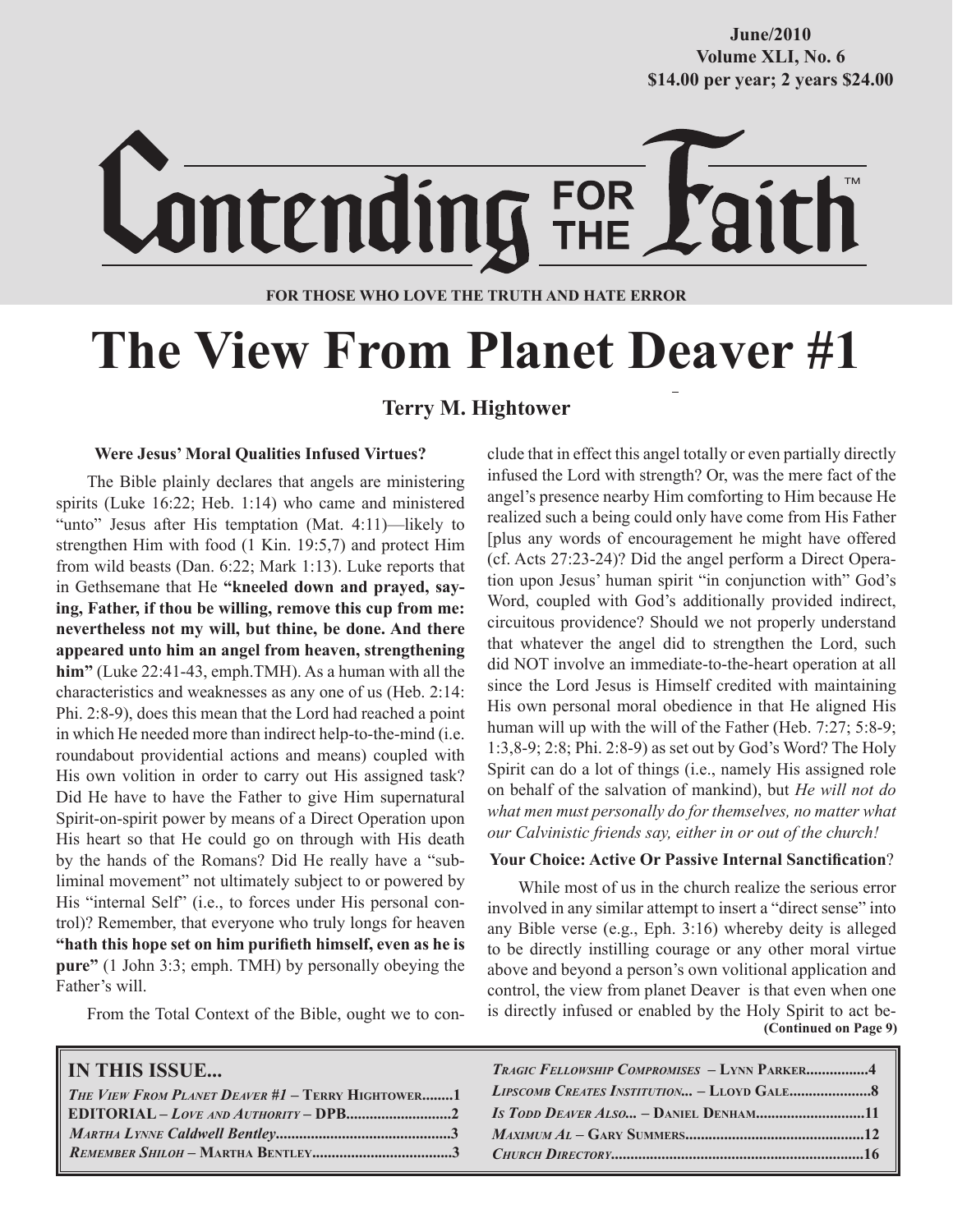June/2010
Volume XLI, No. 6
$14.00 per year; 2 years $24.00

# Contending FOR THE Faith™

FOR THOSE WHO LOVE THE TRUTH AND HATE ERROR

# The View From Planet Deaver #1

**Terry M. Hightower**

### Were Jesus' Moral Qualities Infused Virtues?

The Bible plainly declares that angels are ministering spirits (Luke 16:22; Heb. 1:14) who came and ministered "unto" Jesus after His temptation (Mat. 4:11)—likely to strengthen Him with food (1 Kin. 19:5,7) and protect Him from wild beasts (Dan. 6:22; Mark 1:13). Luke reports that in Gethsemane that He **"kneeled down and prayed, saying, Father, if thou be willing, remove this cup from me: nevertheless not my will, but thine, be done. And there appeared unto him an angel from heaven, strengthening him"** (Luke 22:41-43, emph.TMH). As a human with all the characteristics and weaknesses as any one of us (Heb. 2:14: Phi. 2:8-9), does this mean that the Lord had reached a point in which He needed more than indirect help-to-the-mind (i.e. roundabout providential actions and means) coupled with His own volition in order to carry out His assigned task? Did He have to have the Father to give Him supernatural Spirit-on-spirit power by means of a Direct Operation upon His heart so that He could go on through with His death by the hands of the Romans? Did He really have a "subliminal movement" not ultimately subject to or powered by His "internal Self" (i.e., to forces under His personal control)? Remember, that everyone who truly longs for heaven **"hath this hope set on him purifieth himself, even as he is pure"** (1 John 3:3; emph. TMH) by personally obeying the Father's will.

From the Total Context of the Bible, ought we to conclude that in effect this angel totally or even partially directly infused the Lord with strength? Or, was the mere fact of the angel's presence nearby Him comforting to Him because He realized such a being could only have come from His Father [plus any words of encouragement he might have offered (cf. Acts 27:23-24)? Did the angel perform a Direct Operation upon Jesus' human spirit "in conjunction with" God's Word, coupled with God's additionally provided indirect, circuitous providence? Should we not properly understand that whatever the angel did to strengthen the Lord, such did NOT involve an immediate-to-the-heart operation at all since the Lord Jesus is Himself credited with maintaining His own personal moral obedience in that He aligned His human will up with the will of the Father (Heb. 7:27; 5:8-9; 1:3,8-9; 2:8; Phi. 2:8-9) as set out by God's Word? The Holy Spirit can do a lot of things (i.e., namely His assigned role on behalf of the salvation of mankind), but *He will not do what men must personally do for themselves, no matter what our Calvinistic friends say, either in or out of the church!*

### Your Choice: Active Or Passive Internal Sanctification?

While most of us in the church realize the serious error involved in any similar attempt to insert a "direct sense" into any Bible verse (e.g., Eph. 3:16) whereby deity is alleged to be directly instilling courage or any other moral virtue above and beyond a person's own volitional application and control, the view from planet Deaver is that even when one is directly infused or enabled by the Holy Spirit to act be-

**(Continued on Page 9)**

### IN THIS ISSUE...

*The View From Planet Deaver #1* – Terry Hightower........1
**EDITORIAL** – *Love and Authority* – DPB........................2
*Martha Lynne Caldwell Bentley*........................................3
*Remember Shiloh* – Martha Bentley..................................3
*Tragic Fellowship Compromises* – Lynn Parker..............4
*Lipscomb Creates Institution...* – Lloyd Gale...................8
*Is Todd Deaver Also...* – Daniel Denham........................11
*Maximum Al* – Gary Summers.........................................12
*Church Directory*..............................................................16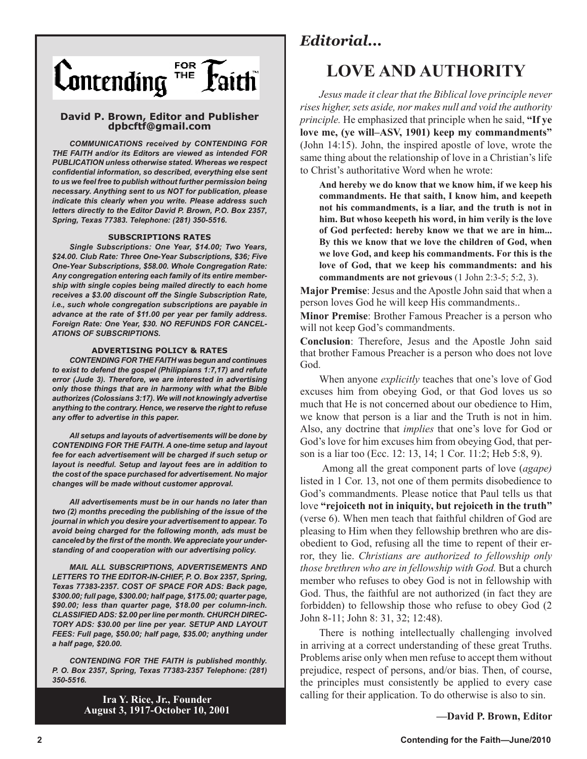# Contending FOR THE Faith

**David P. Brown, Editor and Publisher**
**dpbcftf@gmail.com**

***COMMUNICATIONS received by CONTENDING FOR THE FAITH and/or its Editors are viewed as intended FOR PUBLICATION unless otherwise stated. Whereas we respect confidential information, so described, everything else sent to us we feel free to publish without further permission being necessary. Anything sent to us NOT for publication, please indicate this clearly when you write. Please address such letters directly to the Editor David P. Brown, P.O. Box 2357, Spring, Texas 77383. Telephone: (281) 350-5516.***

**SUBSCRIPTIONS RATES**

***Single Subscriptions: One Year, $14.00; Two Years, $24.00. Club Rate: Three One-Year Subscriptions, $36; Five One-Year Subscriptions, $58.00. Whole Congregation Rate: Any congregation entering each family of its entire membership with single copies being mailed directly to each home receives a $3.00 discount off the Single Subscription Rate, i.e., such whole congregation subscriptions are payable in advance at the rate of $11.00 per year per family address. Foreign Rate: One Year, $30. NO REFUNDS FOR CANCELATIONS OF SUBSCRIPTIONS.***

**ADVERTISING POLICY & RATES**

***CONTENDING FOR THE FAITH was begun and continues to exist to defend the gospel (Philippians 1:7,17) and refute error (Jude 3). Therefore, we are interested in advertising only those things that are in harmony with what the Bible authorizes (Colossians 3:17). We will not knowingly advertise anything to the contrary. Hence, we reserve the right to refuse any offer to advertise in this paper.***

***All setups and layouts of advertisements will be done by CONTENDING FOR THE FAITH. A one-time setup and layout fee for each advertisement will be charged if such setup or layout is needful. Setup and layout fees are in addition to the cost of the space purchased for advertisement. No major changes will be made without customer approval.***

***All advertisements must be in our hands no later than two (2) months preceding the publishing of the issue of the journal in which you desire your advertisement to appear. To avoid being charged for the following month, ads must be canceled by the first of the month. We appreciate your understanding of and cooperation with our advertising policy.***

***MAIL ALL SUBSCRIPTIONS, ADVERTISEMENTS AND LETTERS TO THE EDITOR-IN-CHIEF, P. O. Box 2357, Spring, Texas 77383-2357. COST OF SPACE FOR ADS: Back page, $300.00; full page, $300.00; half page, $175.00; quarter page, $90.00; less than quarter page, $18.00 per column-inch. CLASSIFIED ADS: $2.00 per line per month. CHURCH DIRECTORY ADS: $30.00 per line per year. SETUP AND LAYOUT FEES: Full page, $50.00; half page, $35.00; anything under a half page, $20.00.***

***CONTENDING FOR THE FAITH is published monthly. P. O. Box 2357, Spring, Texas 77383-2357 Telephone: (281) 350-5516.***

**Ira Y. Rice, Jr., Founder**
**August 3, 1917-October 10, 2001**

## *Editorial...*

# LOVE AND AUTHORITY

*Jesus made it clear that the Biblical love principle never rises higher, sets aside, nor makes null and void the authority principle.* He emphasized that principle when he said, **"If ye love me, (ye will–ASV, 1901) keep my commandments"** (John 14:15). John, the inspired apostle of love, wrote the same thing about the relationship of love in a Christian's life to Christ's authoritative Word when he wrote:

> **And hereby we do know that we know him, if we keep his commandments. He that saith, I know him, and keepeth not his commandments, is a liar, and the truth is not in him. But whoso keepeth his word, in him verily is the love of God perfected: hereby know we that we are in him... By this we know that we love the children of God, when we love God, and keep his commandments. For this is the love of God, that we keep his commandments: and his commandments are not grievous** (1 John 2:3-5; 5:2, 3).

**Major Premise**: Jesus and the Apostle John said that when a person loves God he will keep His commandments..

**Minor Premise**: Brother Famous Preacher is a person who will not keep God's commandments.

**Conclusion**: Therefore, Jesus and the Apostle John said that brother Famous Preacher is a person who does not love God.

When anyone *explicitly* teaches that one's love of God excuses him from obeying God, or that God loves us so much that He is not concerned about our obedience to Him, we know that person is a liar and the Truth is not in him. Also, any doctrine that *implies* that one's love for God or God's love for him excuses him from obeying God, that person is a liar too (Ecc. 12: 13, 14; 1 Cor. 11:2; Heb 5:8, 9).

Among all the great component parts of love (*agape)* listed in 1 Cor. 13, not one of them permits disobedience to God's commandments. Please notice that Paul tells us that love **"rejoiceth not in iniquity, but rejoiceth in the truth"** (verse 6). When men teach that faithful children of God are pleasing to Him when they fellowship brethren who are disobedient to God, refusing all the time to repent of their error, they lie. *Christians are authorized to fellowship only those brethren who are in fellowship with God.* But a church member who refuses to obey God is not in fellowship with God. Thus, the faithful are not authorized (in fact they are forbidden) to fellowship those who refuse to obey God (2 John 8-11; John 8: 31, 32; 12:48).

There is nothing intellectually challenging involved in arriving at a correct understanding of these great Truths. Problems arise only when men refuse to accept them without prejudice, respect of persons, and/or bias. Then, of course, the principles must consistently be applied to every case calling for their application. To do otherwise is also to sin.

**—David P. Brown, Editor**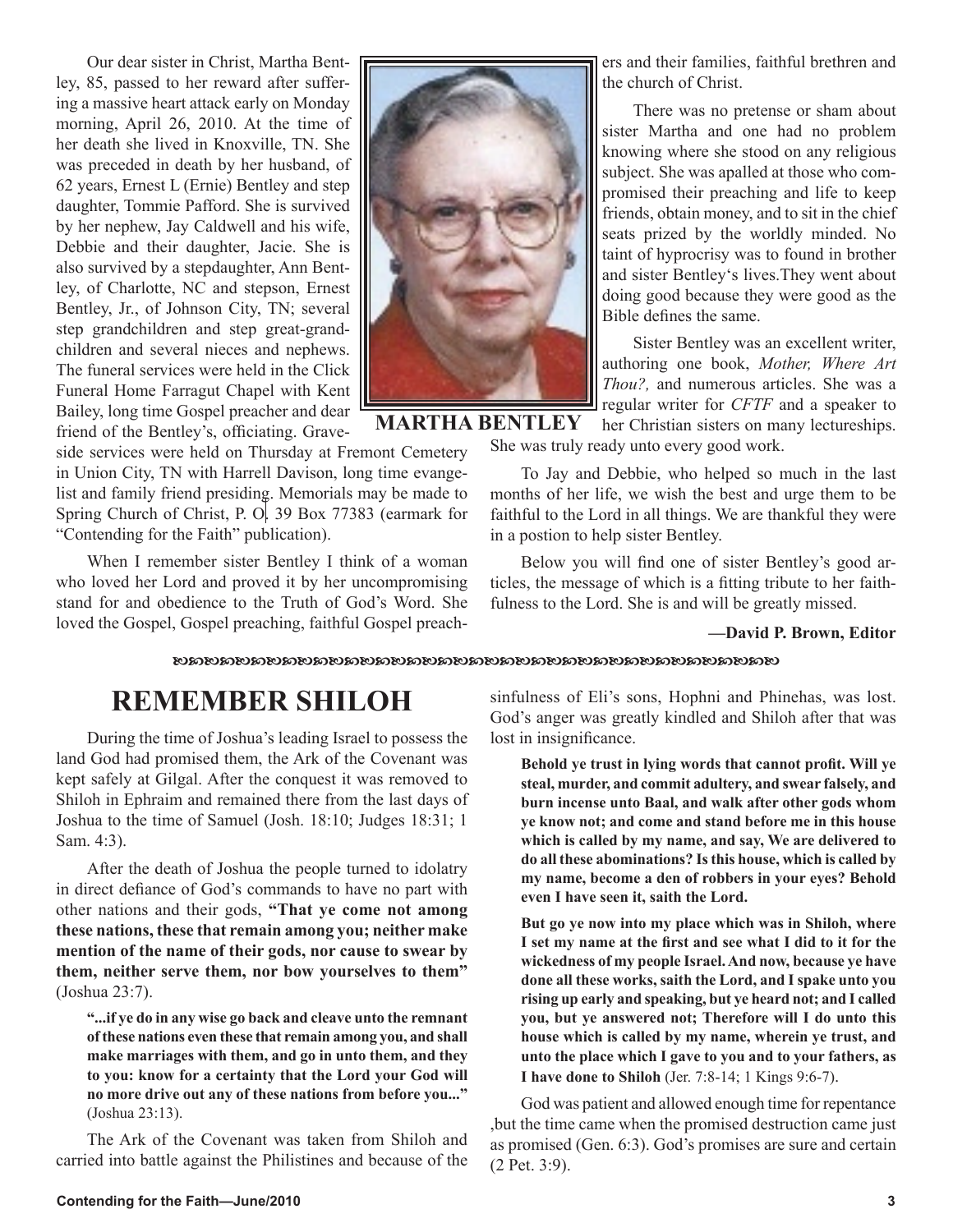Our dear sister in Christ, Martha Bentley, 85, passed to her reward after suffering a massive heart attack early on Monday morning, April 26, 2010. At the time of her death she lived in Knoxville, TN. She was preceded in death by her husband, of 62 years, Ernest L (Ernie) Bentley and step daughter, Tommie Pafford. She is survived by her nephew, Jay Caldwell and his wife, Debbie and their daughter, Jacie. She is also survived by a stepdaughter, Ann Bentley, of Charlotte, NC and stepson, Ernest Bentley, Jr., of Johnson City, TN; several step grandchildren and step great-grandchildren and several nieces and nephews. The funeral services were held in the Click Funeral Home Farragut Chapel with Kent Bailey, long time Gospel preacher and dear friend of the Bentley's, officiating. Graveside services were held on Thursday at Fremont Cemetery in Union City, TN with Harrell Davison, long time evangelist and family friend presiding. Memorials may be made to Spring Church of Christ, P. O. 39 Box 77383 (earmark for "Contending for the Faith" publication).

**MARTHA BENTLEY**

When I remember sister Bentley I think of a woman who loved her Lord and proved it by her uncompromising stand for and obedience to the Truth of God's Word. She loved the Gospel, Gospel preaching, faithful Gospel preachers and their families, faithful brethren and the church of Christ.

There was no pretense or sham about sister Martha and one had no problem knowing where she stood on any religious subject. She was apalled at those who compromised their preaching and life to keep friends, obtain money, and to sit in the chief seats prized by the worldly minded. No taint of hyprocrisy was to found in brother and sister Bentley's lives.They went about doing good because they were good as the Bible defines the same.

Sister Bentley was an excellent writer, authoring one book, *Mother, Where Art Thou?,* and numerous articles. She was a regular writer for *CFTF* and a speaker to her Christian sisters on many lectureships. She was truly ready unto every good work.

To Jay and Debbie, who helped so much in the last months of her life, we wish the best and urge them to be faithful to the Lord in all things. We are thankful they were in a postion to help sister Bentley.

Below you will find one of sister Bentley's good articles, the message of which is a fitting tribute to her faithfulness to the Lord. She is and will be greatly missed.

**—David P. Brown, Editor**

# REMEMBER SHILOH

During the time of Joshua's leading Israel to possess the land God had promised them, the Ark of the Covenant was kept safely at Gilgal. After the conquest it was removed to Shiloh in Ephraim and remained there from the last days of Joshua to the time of Samuel (Josh. 18:10; Judges 18:31; 1 Sam. 4:3).

After the death of Joshua the people turned to idolatry in direct defiance of God's commands to have no part with other nations and their gods, **"That ye come not among these nations, these that remain among you; neither make mention of the name of their gods, nor cause to swear by them, neither serve them, nor bow yourselves to them"** (Joshua 23:7).

> **"...if ye do in any wise go back and cleave unto the remnant of these nations even these that remain among you, and shall make marriages with them, and go in unto them, and they to you: know for a certainty that the Lord your God will no more drive out any of these nations from before you..."** (Joshua 23:13).

The Ark of the Covenant was taken from Shiloh and carried into battle against the Philistines and because of the sinfulness of Eli's sons, Hophni and Phinehas, was lost. God's anger was greatly kindled and Shiloh after that was lost in insignificance.

> **Behold ye trust in lying words that cannot profit. Will ye steal, murder, and commit adultery, and swear falsely, and burn incense unto Baal, and walk after other gods whom ye know not; and come and stand before me in this house which is called by my name, and say, We are delivered to do all these abominations? Is this house, which is called by my name, become a den of robbers in your eyes? Behold even I have seen it, saith the Lord.**
>
> **But go ye now into my place which was in Shiloh, where I set my name at the first and see what I did to it for the wickedness of my people Israel. And now, because ye have done all these works, saith the Lord, and I spake unto you rising up early and speaking, but ye heard not; and I called you, but ye answered not; Therefore will I do unto this house which is called by my name, wherein ye trust, and unto the place which I gave to you and to your fathers, as I have done to Shiloh** (Jer. 7:8-14; 1 Kings 9:6-7).

God was patient and allowed enough time for repentance ,but the time came when the promised destruction came just as promised (Gen. 6:3). God's promises are sure and certain (2 Pet. 3:9).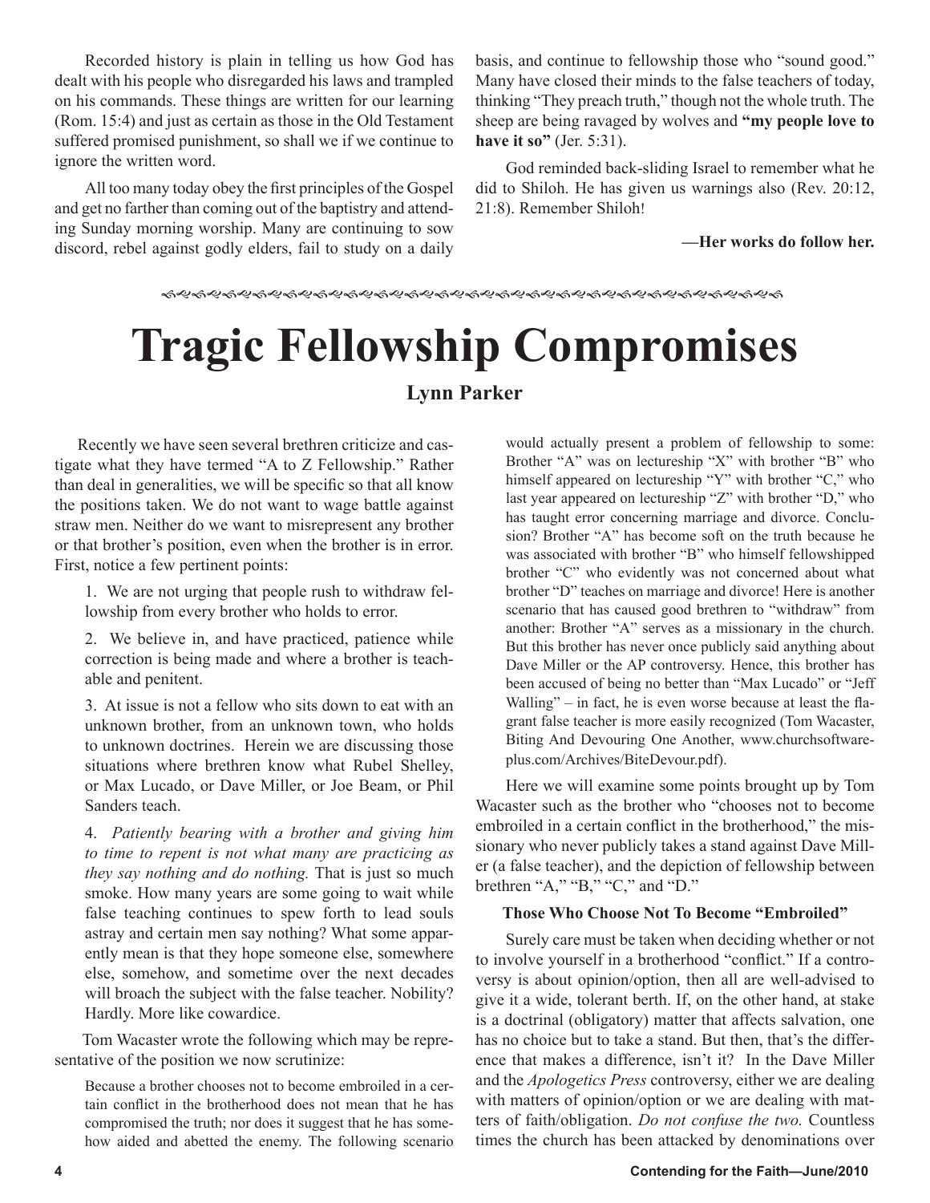Recorded history is plain in telling us how God has dealt with his people who disregarded his laws and trampled on his commands. These things are written for our learning (Rom. 15:4) and just as certain as those in the Old Testament suffered promised punishment, so shall we if we continue to ignore the written word.

All too many today obey the first principles of the Gospel and get no farther than coming out of the baptistry and attending Sunday morning worship. Many are continuing to sow discord, rebel against godly elders, fail to study on a daily basis, and continue to fellowship those who "sound good." Many have closed their minds to the false teachers of today, thinking "They preach truth," though not the whole truth. The sheep are being ravaged by wolves and **"my people love to have it so"** (Jer. 5:31).

God reminded back-sliding Israel to remember what he did to Shiloh. He has given us warnings also (Rev. 20:12, 21:8). Remember Shiloh!

**—Her works do follow her.**

# Tragic Fellowship Compromises

### Lynn Parker

Recently we have seen several brethren criticize and castigate what they have termed "A to Z Fellowship." Rather than deal in generalities, we will be specific so that all know the positions taken. We do not want to wage battle against straw men. Neither do we want to misrepresent any brother or that brother's position, even when the brother is in error. First, notice a few pertinent points:

1. We are not urging that people rush to withdraw fellowship from every brother who holds to error.
2. We believe in, and have practiced, patience while correction is being made and where a brother is teachable and penitent.
3. At issue is not a fellow who sits down to eat with an unknown brother, from an unknown town, who holds to unknown doctrines. Herein we are discussing those situations where brethren know what Rubel Shelley, or Max Lucado, or Dave Miller, or Joe Beam, or Phil Sanders teach.
4. *Patiently bearing with a brother and giving him to time to repent is not what many are practicing as they say nothing and do nothing.* That is just so much smoke. How many years are some going to wait while false teaching continues to spew forth to lead souls astray and certain men say nothing? What some apparently mean is that they hope someone else, somewhere else, somehow, and sometime over the next decades will broach the subject with the false teacher. Nobility? Hardly. More like cowardice.

Tom Wacaster wrote the following which may be representative of the position we now scrutinize:

> Because a brother chooses not to become embroiled in a certain conflict in the brotherhood does not mean that he has compromised the truth; nor does it suggest that he has somehow aided and abetted the enemy. The following scenario would actually present a problem of fellowship to some: Brother "A" was on lectureship "X" with brother "B" who himself appeared on lectureship "Y" with brother "C," who last year appeared on lectureship "Z" with brother "D," who has taught error concerning marriage and divorce. Conclusion? Brother "A" has become soft on the truth because he was associated with brother "B" who himself fellowshipped brother "C" who evidently was not concerned about what brother "D" teaches on marriage and divorce! Here is another scenario that has caused good brethren to "withdraw" from another: Brother "A" serves as a missionary in the church. But this brother has never once publicly said anything about Dave Miller or the AP controversy. Hence, this brother has been accused of being no better than "Max Lucado" or "Jeff Walling" – in fact, he is even worse because at least the flagrant false teacher is more easily recognized (Tom Wacaster, Biting And Devouring One Another, www.churchsoftwareplus.com/Archives/BiteDevour.pdf).

Here we will examine some points brought up by Tom Wacaster such as the brother who "chooses not to become embroiled in a certain conflict in the brotherhood," the missionary who never publicly takes a stand against Dave Miller (a false teacher), and the depiction of fellowship between brethren "A," "B," "C," and "D."

#### Those Who Choose Not To Become "Embroiled"

Surely care must be taken when deciding whether or not to involve yourself in a brotherhood "conflict." If a controversy is about opinion/option, then all are well-advised to give it a wide, tolerant berth. If, on the other hand, at stake is a doctrinal (obligatory) matter that affects salvation, one has no choice but to take a stand. But then, that's the difference that makes a difference, isn't it? In the Dave Miller and the *Apologetics Press* controversy, either we are dealing with matters of opinion/option or we are dealing with matters of faith/obligation. *Do not confuse the two.* Countless times the church has been attacked by denominations over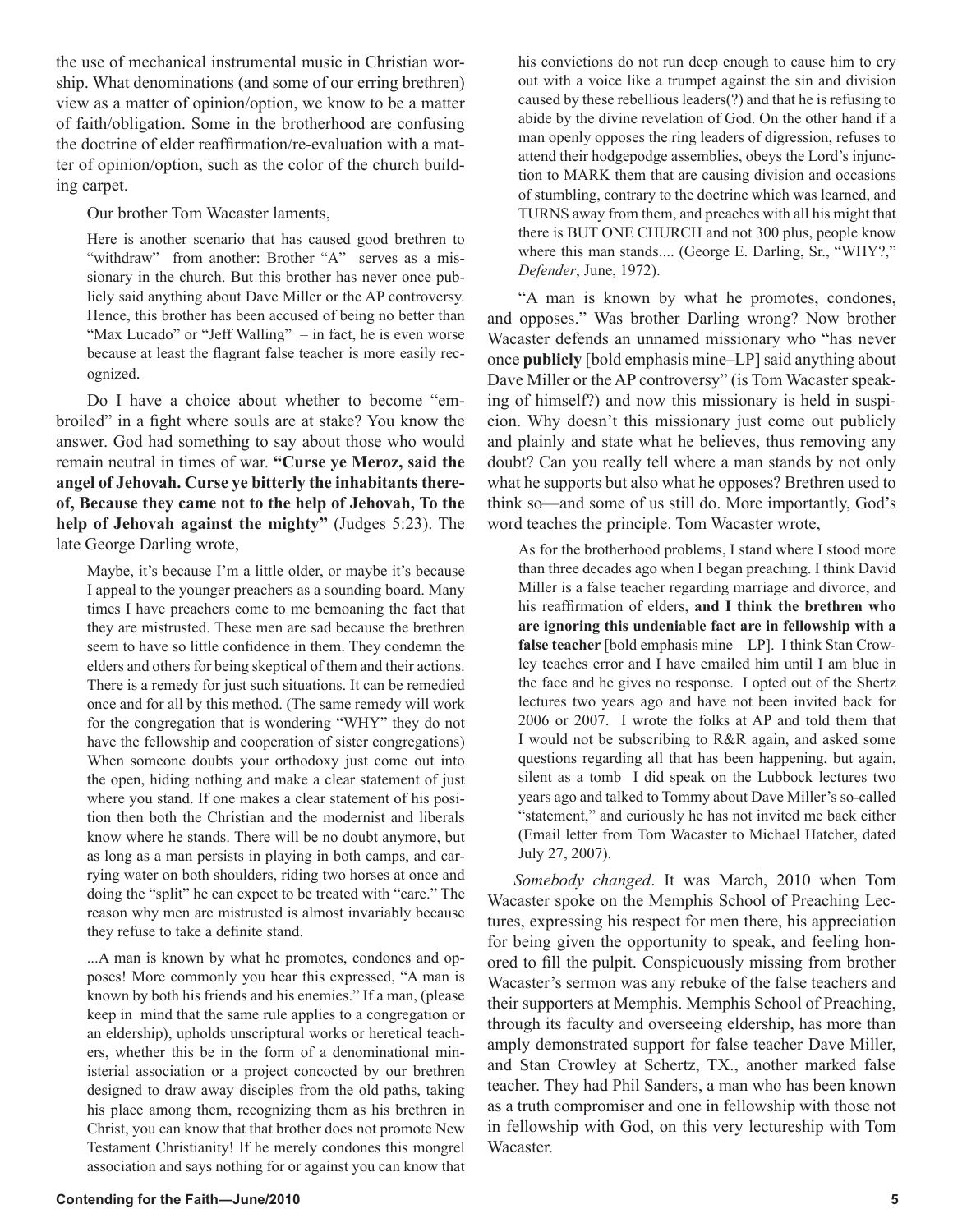the use of mechanical instrumental music in Christian worship. What denominations (and some of our erring brethren) view as a matter of opinion/option, we know to be a matter of faith/obligation. Some in the brotherhood are confusing the doctrine of elder reaffirmation/re-evaluation with a matter of opinion/option, such as the color of the church building carpet.

Our brother Tom Wacaster laments,

> Here is another scenario that has caused good brethren to "withdraw" from another: Brother "A" serves as a missionary in the church. But this brother has never once publicly said anything about Dave Miller or the AP controversy. Hence, this brother has been accused of being no better than "Max Lucado" or "Jeff Walling" – in fact, he is even worse because at least the flagrant false teacher is more easily recognized.

Do I have a choice about whether to become "embroiled" in a fight where souls are at stake? You know the answer. God had something to say about those who would remain neutral in times of war. **"Curse ye Meroz, said the angel of Jehovah. Curse ye bitterly the inhabitants thereof, Because they came not to the help of Jehovah, To the help of Jehovah against the mighty"** (Judges 5:23). The late George Darling wrote,

> Maybe, it's because I'm a little older, or maybe it's because I appeal to the younger preachers as a sounding board. Many times I have preachers come to me bemoaning the fact that they are mistrusted. These men are sad because the brethren seem to have so little confidence in them. They condemn the elders and others for being skeptical of them and their actions. There is a remedy for just such situations. It can be remedied once and for all by this method. (The same remedy will work for the congregation that is wondering "WHY" they do not have the fellowship and cooperation of sister congregations) When someone doubts your orthodoxy just come out into the open, hiding nothing and make a clear statement of just where you stand. If one makes a clear statement of his position then both the Christian and the modernist and liberals know where he stands. There will be no doubt anymore, but as long as a man persists in playing in both camps, and carrying water on both shoulders, riding two horses at once and doing the "split" he can expect to be treated with "care." The reason why men are mistrusted is almost invariably because they refuse to take a definite stand.
>
> ...A man is known by what he promotes, condones and opposes! More commonly you hear this expressed, "A man is known by both his friends and his enemies." If a man, (please keep in mind that the same rule applies to a congregation or an eldership), upholds unscriptural works or heretical teachers, whether this be in the form of a denominational ministerial association or a project concocted by our brethren designed to draw away disciples from the old paths, taking his place among them, recognizing them as his brethren in Christ, you can know that that brother does not promote New Testament Christianity! If he merely condones this mongrel association and says nothing for or against you can know that his convictions do not run deep enough to cause him to cry out with a voice like a trumpet against the sin and division caused by these rebellious leaders(?) and that he is refusing to abide by the divine revelation of God. On the other hand if a man openly opposes the ring leaders of digression, refuses to attend their hodgepodge assemblies, obeys the Lord's injunction to MARK them that are causing division and occasions of stumbling, contrary to the doctrine which was learned, and TURNS away from them, and preaches with all his might that there is BUT ONE CHURCH and not 300 plus, people know where this man stands.... (George E. Darling, Sr., "WHY?," *Defender*, June, 1972).

"A man is known by what he promotes, condones, and opposes." Was brother Darling wrong? Now brother Wacaster defends an unnamed missionary who "has never once **publicly** [bold emphasis mine–LP] said anything about Dave Miller or the AP controversy" (is Tom Wacaster speaking of himself?) and now this missionary is held in suspicion. Why doesn't this missionary just come out publicly and plainly and state what he believes, thus removing any doubt? Can you really tell where a man stands by not only what he supports but also what he opposes? Brethren used to think so—and some of us still do. More importantly, God's word teaches the principle. Tom Wacaster wrote,

> As for the brotherhood problems, I stand where I stood more than three decades ago when I began preaching. I think David Miller is a false teacher regarding marriage and divorce, and his reaffirmation of elders, **and I think the brethren who are ignoring this undeniable fact are in fellowship with a false teacher** [bold emphasis mine – LP]. I think Stan Crowley teaches error and I have emailed him until I am blue in the face and he gives no response. I opted out of the Shertz lectures two years ago and have not been invited back for 2006 or 2007. I wrote the folks at AP and told them that I would not be subscribing to R&R again, and asked some questions regarding all that has been happening, but again, silent as a tomb I did speak on the Lubbock lectures two years ago and talked to Tommy about Dave Miller's so-called "statement," and curiously he has not invited me back either (Email letter from Tom Wacaster to Michael Hatcher, dated July 27, 2007).

*Somebody changed*. It was March, 2010 when Tom Wacaster spoke on the Memphis School of Preaching Lectures, expressing his respect for men there, his appreciation for being given the opportunity to speak, and feeling honored to fill the pulpit. Conspicuously missing from brother Wacaster's sermon was any rebuke of the false teachers and their supporters at Memphis. Memphis School of Preaching, through its faculty and overseeing eldership, has more than amply demonstrated support for false teacher Dave Miller, and Stan Crowley at Schertz, TX., another marked false teacher. They had Phil Sanders, a man who has been known as a truth compromiser and one in fellowship with those not in fellowship with God, on this very lectureship with Tom Wacaster.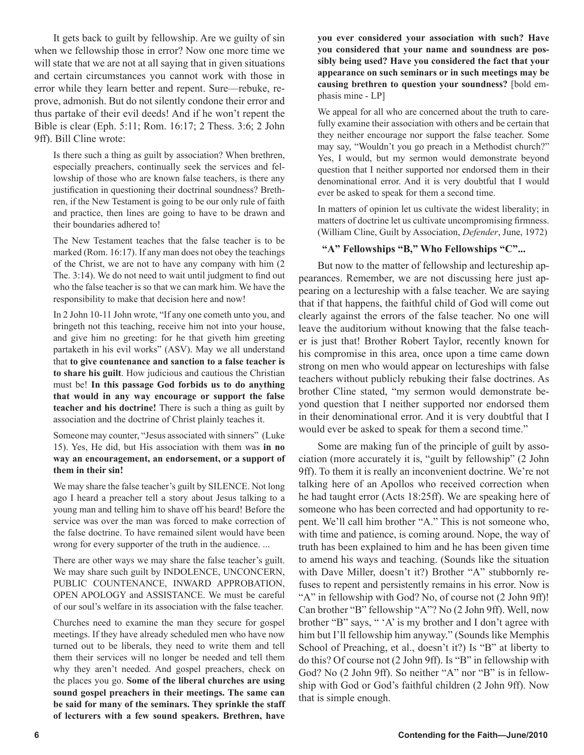It gets back to guilt by fellowship. Are we guilty of sin when we fellowship those in error? Now one more time we will state that we are not at all saying that in given situations and certain circumstances you cannot work with those in error while they learn better and repent. Sure—rebuke, reprove, admonish. But do not silently condone their error and thus partake of their evil deeds! And if he won't repent the Bible is clear (Eph. 5:11; Rom. 16:17; 2 Thess. 3:6; 2 John 9ff). Bill Cline wrote:

> Is there such a thing as guilt by association? When brethren, especially preachers, continually seek the services and fellowship of those who are known false teachers, is there any justification in questioning their doctrinal soundness? Brethren, if the New Testament is going to be our only rule of faith and practice, then lines are going to have to be drawn and their boundaries adhered to!
>
> The New Testament teaches that the false teacher is to be marked (Rom. 16:17). If any man does not obey the teachings of the Christ, we are not to have any company with him (2 The. 3:14). We do not need to wait until judgment to find out who the false teacher is so that we can mark him. We have the responsibility to make that decision here and now!
>
> In 2 John 10-11 John wrote, "If any one cometh unto you, and bringeth not this teaching, receive him not into your house, and give him no greeting: for he that giveth him greeting partaketh in his evil works" (ASV). May we all understand that **to give countenance and sanction to a false teacher is to share his guilt**. How judicious and cautious the Christian must be! **In this passage God forbids us to do anything that would in any way encourage or support the false teacher and his doctrine!** There is such a thing as guilt by association and the doctrine of Christ plainly teaches it.
>
> Someone may counter, "Jesus associated with sinners" (Luke 15). Yes, He did, but His association with them was **in no way an encouragement, an endorsement, or a support of them in their sin!**
>
> We may share the false teacher's guilt by SILENCE. Not long ago I heard a preacher tell a story about Jesus talking to a young man and telling him to shave off his beard! Before the service was over the man was forced to make correction of the false doctrine. To have remained silent would have been wrong for every supporter of the truth in the audience. ...
>
> There are other ways we may share the false teacher's guilt. We may share such guilt by INDOLENCE, UNCONCERN, PUBLIC COUNTENANCE, INWARD APPROBATION, OPEN APOLOGY and ASSISTANCE. We must be careful of our soul's welfare in its association with the false teacher.
>
> Churches need to examine the man they secure for gospel meetings. If they have already scheduled men who have now turned out to be liberals, they need to write them and tell them their services will no longer be needed and tell them why they aren't needed. And gospel preachers, check on the places you go. **Some of the liberal churches are using sound gospel preachers in their meetings. The same can be said for many of the seminars. They sprinkle the staff of lecturers with a few sound speakers. Brethren, have you ever considered your association with such? Have you considered that your name and soundness are possibly being used? Have you considered the fact that your appearance on such seminars or in such meetings may be causing brethren to question your soundness?** [bold emphasis mine - LP]
>
> We appeal for all who are concerned about the truth to carefully examine their association with others and be certain that they neither encourage nor support the false teacher. Some may say, "Wouldn't you go preach in a Methodist church?" Yes, I would, but my sermon would demonstrate beyond question that I neither supported nor endorsed them in their denominational error. And it is very doubtful that I would ever be asked to speak for them a second time.
>
> In matters of opinion let us cultivate the widest liberality; in matters of doctrine let us cultivate uncompromising firmness. (William Cline, Guilt by Association, *Defender*, June, 1972)

### "A" Fellowships "B," Who Fellowships "C"...

But now to the matter of fellowship and lectureship appearances. Remember, we are not discussing here just appearing on a lectureship with a false teacher. We are saying that if that happens, the faithful child of God will come out clearly against the errors of the false teacher. No one will leave the auditorium without knowing that the false teacher is just that! Brother Robert Taylor, recently known for his compromise in this area, once upon a time came down strong on men who would appear on lectureships with false teachers without publicly rebuking their false doctrines. As brother Cline stated, "my sermon would demonstrate beyond question that I neither supported nor endorsed them in their denominational error. And it is very doubtful that I would ever be asked to speak for them a second time."

Some are making fun of the principle of guilt by association (more accurately it is, "guilt by fellowship" (2 John 9ff). To them it is really an inconvenient doctrine. We're not talking here of an Apollos who received correction when he had taught error (Acts 18:25ff). We are speaking here of someone who has been corrected and had opportunity to repent. We'll call him brother "A." This is not someone who, with time and patience, is coming around. Nope, the way of truth has been explained to him and he has been given time to amend his ways and teaching. (Sounds like the situation with Dave Miller, doesn't it?) Brother "A" stubbornly refuses to repent and persistently remains in his error. Now is "A" in fellowship with God? No, of course not (2 John 9ff)! Can brother "B" fellowship "A"? No (2 John 9ff). Well, now brother "B" says, " 'A' is my brother and I don't agree with him but I'll fellowship him anyway." (Sounds like Memphis School of Preaching, et al., doesn't it?) Is "B" at liberty to do this? Of course not (2 John 9ff). Is "B" in fellowship with God? No (2 John 9ff). So neither "A" nor "B" is in fellowship with God or God's faithful children (2 John 9ff). Now that is simple enough.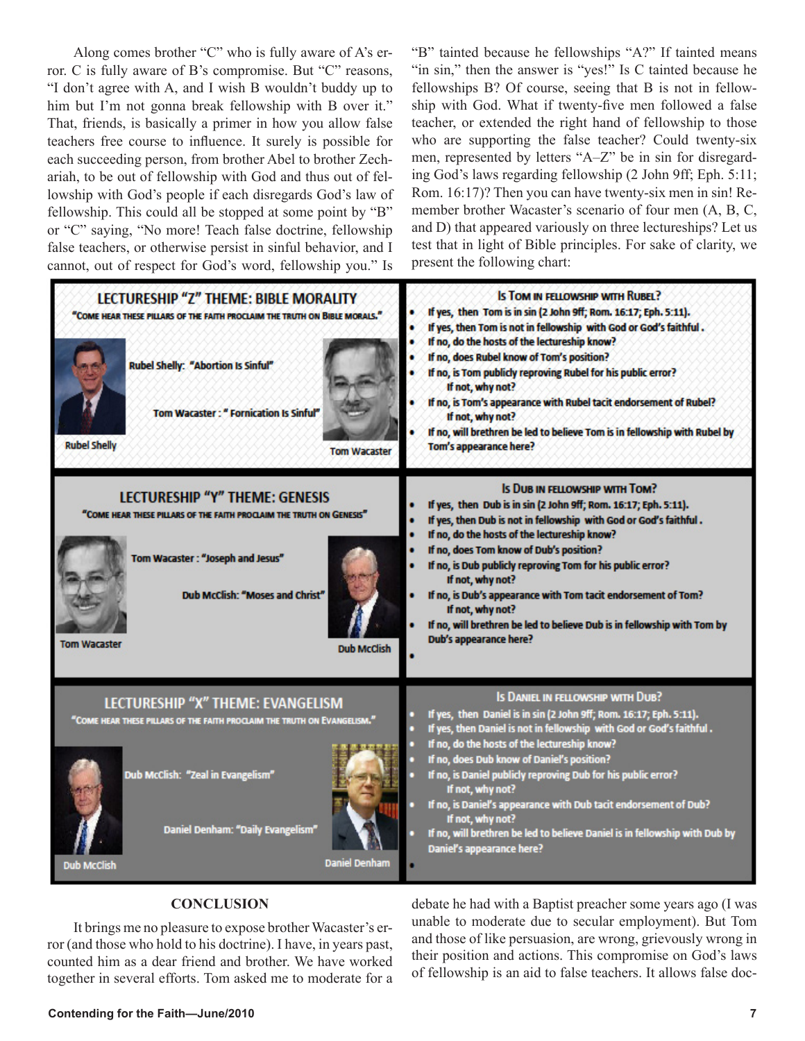Along comes brother "C" who is fully aware of A's error. C is fully aware of B's compromise. But "C" reasons, "I don't agree with A, and I wish B wouldn't buddy up to him but I'm not gonna break fellowship with B over it." That, friends, is basically a primer in how you allow false teachers free course to influence. It surely is possible for each succeeding person, from brother Abel to brother Zechariah, to be out of fellowship with God and thus out of fellowship with God's people if each disregards God's law of fellowship. This could all be stopped at some point by "B" or "C" saying, "No more! Teach false doctrine, fellowship false teachers, or otherwise persist in sinful behavior, and I cannot, out of respect for God's word, fellowship you." Is "B" tainted because he fellowships "A?" If tainted means "in sin," then the answer is "yes!" Is C tainted because he fellowships B? Of course, seeing that B is not in fellowship with God. What if twenty-five men followed a false teacher, or extended the right hand of fellowship to those who are supporting the false teacher? Could twenty-six men, represented by letters "A–Z" be in sin for disregarding God's laws regarding fellowship (2 John 9ff; Eph. 5:11; Rom. 16:17)? Then you can have twenty-six men in sin! Remember brother Wacaster's scenario of four men (A, B, C, and D) that appeared variously on three lectureships? Let us test that in light of Bible principles. For sake of clarity, we present the following chart:

| | |
|---|---|
| **LECTURESHIP "Z" THEME: BIBLE MORALITY**<br>"COME HEAR THESE PILLARS OF THE FAITH PROCLAIM THE TRUTH ON BIBLE MORALS."<br>Rubel Shelly: "Abortion Is Sinful"<br>Tom Wacaster: "Fornication Is Sinful"<br>Rubel Shelly — Tom Wacaster | **IS TOM IN FELLOWSHIP WITH RUBEL?**<br>• If yes, then Tom is in sin (2 John 9ff; Rom. 16:17; Eph. 5:11).<br>• If yes, then Tom is not in fellowship with God or God's faithful.<br>• If no, do the hosts of the lectureship know?<br>• If no, does Rubel know of Tom's position?<br>• If no, is Tom publicly reproving Rubel for his public error? If not, why not?<br>• If no, is Tom's appearance with Rubel tacit endorsement of Rubel? If not, why not?<br>• If no, will brethren be led to believe Tom is in fellowship with Rubel by Tom's appearance here? |
| **LECTURESHIP "Y" THEME: GENESIS**<br>"COME HEAR THESE PILLARS OF THE FAITH PROCLAIM THE TRUTH ON GENESIS"<br>Tom Wacaster: "Joseph and Jesus"<br>Dub McClish: "Moses and Christ"<br>Tom Wacaster — Dub McClish | **IS DUB IN FELLOWSHIP WITH TOM?**<br>• If yes, then Dub is in sin (2 John 9ff; Rom. 16:17; Eph. 5:11).<br>• If yes, then Dub is not in fellowship with God or God's faithful.<br>• If no, do the hosts of the lectureship know?<br>• If no, does Tom know of Dub's position?<br>• If no, is Dub publicly reproving Tom for his public error? If not, why not?<br>• If no, is Dub's appearance with Tom tacit endorsement of Tom? If not, why not?<br>• If no, will brethren be led to believe Dub is in fellowship with Tom by Dub's appearance here? |
| **LECTURESHIP "X" THEME: EVANGELISM**<br>"COME HEAR THESE PILLARS OF THE FAITH PROCLAIM THE TRUTH ON EVANGELISM."<br>Dub McClish: "Zeal in Evangelism"<br>Daniel Denham: "Daily Evangelism"<br>Dub McClish — Daniel Denham | **IS DANIEL IN FELLOWSHIP WITH DUB?**<br>• If yes, then Daniel is in sin (2 John 9ff; Rom. 16:17; Eph. 5:11).<br>• If yes, then Daniel is not in fellowship with God or God's faithful.<br>• If no, do the hosts of the lectureship know?<br>• If no, does Dub know of Daniel's position?<br>• If no, is Daniel publicly reproving Dub for his public error? If not, why not?<br>• If no, is Daniel's appearance with Dub tacit endorsement of Dub? If not, why not?<br>• If no, will brethren be led to believe Daniel is in fellowship with Dub by Daniel's appearance here? |

## CONCLUSION

It brings me no pleasure to expose brother Wacaster's error (and those who hold to his doctrine). I have, in years past, counted him as a dear friend and brother. We have worked together in several efforts. Tom asked me to moderate for a debate he had with a Baptist preacher some years ago (I was unable to moderate due to secular employment). But Tom and those of like persuasion, are wrong, grievously wrong in their position and actions. This compromise on God's laws of fellowship is an aid to false teachers. It allows false doc-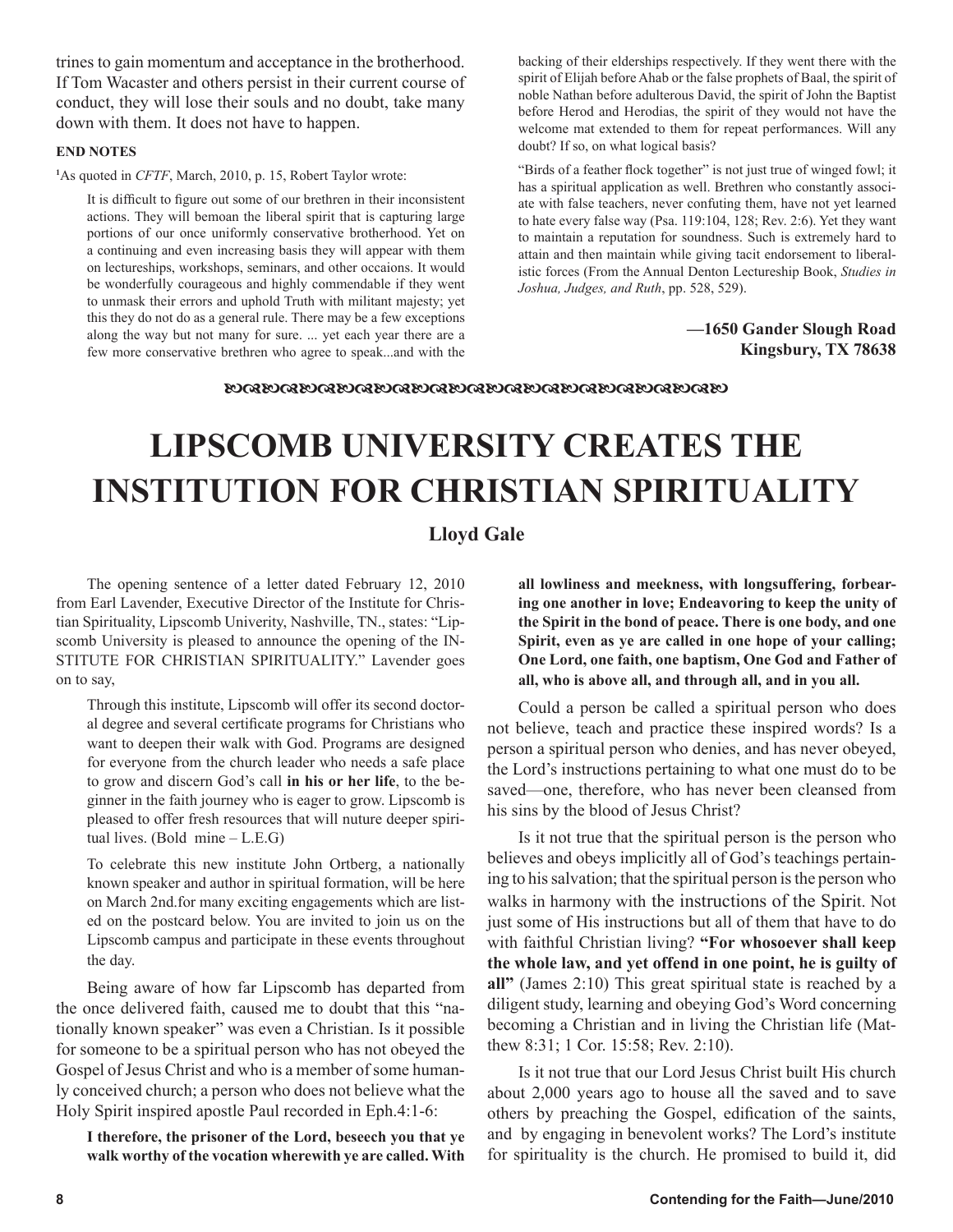trines to gain momentum and acceptance in the brotherhood. If Tom Wacaster and others persist in their current course of conduct, they will lose their souls and no doubt, take many down with them. It does not have to happen.

**END NOTES**

[1]As quoted in *CFTF*, March, 2010, p. 15, Robert Taylor wrote:

> It is difficult to figure out some of our brethren in their inconsistent actions. They will bemoan the liberal spirit that is capturing large portions of our once uniformly conservative brotherhood. Yet on a continuing and even increasing basis they will appear with them on lectureships, workshops, seminars, and other occaions. It would be wonderfully courageous and highly commendable if they went to unmask their errors and uphold Truth with militant majesty; yet this they do not do as a general rule. There may be a few exceptions along the way but not many for sure. ... yet each year there are a few more conservative brethren who agree to speak...and with the backing of their elderships respectively. If they went there with the spirit of Elijah before Ahab or the false prophets of Baal, the spirit of noble Nathan before adulterous David, the spirit of John the Baptist before Herod and Herodias, the spirit of they would not have the welcome mat extended to them for repeat performances. Will any doubt? If so, on what logical basis?
>
> "Birds of a feather flock together" is not just true of winged fowl; it has a spiritual application as well. Brethren who constantly associate with false teachers, never confuting them, have not yet learned to hate every false way (Psa. 119:104, 128; Rev. 2:6). Yet they want to maintain a reputation for soundness. Such is extremely hard to attain and then maintain while giving tacit endorsement to liberalistic forces (From the Annual Denton Lectureship Book, *Studies in Joshua, Judges, and Ruth*, pp. 528, 529).

**—1650 Gander Slough Road**
**Kingsbury, TX 78638**

# LIPSCOMB UNIVERSITY CREATES THE INSTITUTION FOR CHRISTIAN SPIRITUALITY

**Lloyd Gale**

The opening sentence of a letter dated February 12, 2010 from Earl Lavender, Executive Director of the Institute for Christian Spirituality, Lipscomb Univerity, Nashville, TN., states: "Lipscomb University is pleased to announce the opening of the INSTITUTE FOR CHRISTIAN SPIRITUALITY." Lavender goes on to say,

> Through this institute, Lipscomb will offer its second doctoral degree and several certificate programs for Christians who want to deepen their walk with God. Programs are designed for everyone from the church leader who needs a safe place to grow and discern God's call **in his or her life**, to the beginner in the faith journey who is eager to grow. Lipscomb is pleased to offer fresh resources that will nuture deeper spiritual lives. (Bold mine – L.E.G)
>
> To celebrate this new institute John Ortberg, a nationally known speaker and author in spiritual formation, will be here on March 2nd.for many exciting engagements which are listed on the postcard below. You are invited to join us on the Lipscomb campus and participate in these events throughout the day.

Being aware of how far Lipscomb has departed from the once delivered faith, caused me to doubt that this "nationally known speaker" was even a Christian. Is it possible for someone to be a spiritual person who has not obeyed the Gospel of Jesus Christ and who is a member of some humanly conceived church; a person who does not believe what the Holy Spirit inspired apostle Paul recorded in Eph.4:1-6:

> **I therefore, the prisoner of the Lord, beseech you that ye walk worthy of the vocation wherewith ye are called. With all lowliness and meekness, with longsuffering, forbearing one another in love; Endeavoring to keep the unity of the Spirit in the bond of peace. There is one body, and one Spirit, even as ye are called in one hope of your calling; One Lord, one faith, one baptism, One God and Father of all, who is above all, and through all, and in you all.**

Could a person be called a spiritual person who does not believe, teach and practice these inspired words? Is a person a spiritual person who denies, and has never obeyed, the Lord's instructions pertaining to what one must do to be saved—one, therefore, who has never been cleansed from his sins by the blood of Jesus Christ?

Is it not true that the spiritual person is the person who believes and obeys implicitly all of God's teachings pertaining to his salvation; that the spiritual person is the person who walks in harmony with the instructions of the Spirit. Not just some of His instructions but all of them that have to do with faithful Christian living? **"For whosoever shall keep the whole law, and yet offend in one point, he is guilty of all"** (James 2:10) This great spiritual state is reached by a diligent study, learning and obeying God's Word concerning becoming a Christian and in living the Christian life (Matthew 8:31; 1 Cor. 15:58; Rev. 2:10).

Is it not true that our Lord Jesus Christ built His church about 2,000 years ago to house all the saved and to save others by preaching the Gospel, edification of the saints, and by engaging in benevolent works? The Lord's institute for spirituality is the church. He promised to build it, did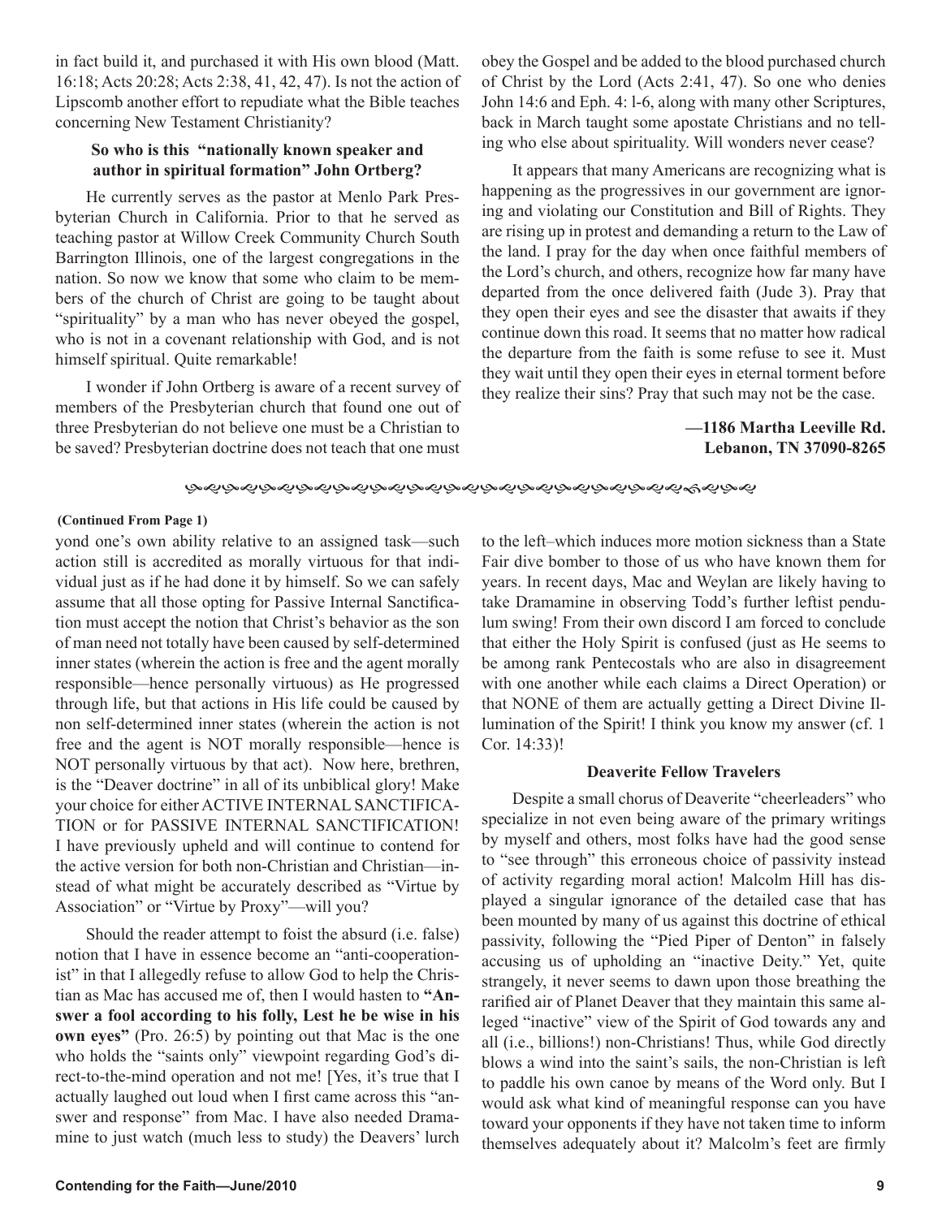in fact build it, and purchased it with His own blood (Matt. 16:18; Acts 20:28; Acts 2:38, 41, 42, 47). Is not the action of Lipscomb another effort to repudiate what the Bible teaches concerning New Testament Christianity?

### So who is this "nationally known speaker and author in spiritual formation" John Ortberg?

He currently serves as the pastor at Menlo Park Presbyterian Church in California. Prior to that he served as teaching pastor at Willow Creek Community Church South Barrington Illinois, one of the largest congregations in the nation. So now we know that some who claim to be members of the church of Christ are going to be taught about "spirituality" by a man who has never obeyed the gospel, who is not in a covenant relationship with God, and is not himself spiritual. Quite remarkable!

I wonder if John Ortberg is aware of a recent survey of members of the Presbyterian church that found one out of three Presbyterian do not believe one must be a Christian to be saved? Presbyterian doctrine does not teach that one must obey the Gospel and be added to the blood purchased church of Christ by the Lord (Acts 2:41, 47). So one who denies John 14:6 and Eph. 4: l-6, along with many other Scriptures, back in March taught some apostate Christians and no telling who else about spirituality. Will wonders never cease?

It appears that many Americans are recognizing what is happening as the progressives in our government are ignoring and violating our Constitution and Bill of Rights. They are rising up in protest and demanding a return to the Law of the land. I pray for the day when once faithful members of the Lord's church, and others, recognize how far many have departed from the once delivered faith (Jude 3). Pray that they open their eyes and see the disaster that awaits if they continue down this road. It seems that no matter how radical the departure from the faith is some refuse to see it. Must they wait until they open their eyes in eternal torment before they realize their sins? Pray that such may not be the case.

**—1186 Martha Leeville Rd.**
**Lebanon, TN 37090-8265**

---

**(Continued From Page 1)**

yond one's own ability relative to an assigned task—such action still is accredited as morally virtuous for that individual just as if he had done it by himself. So we can safely assume that all those opting for Passive Internal Sanctification must accept the notion that Christ's behavior as the son of man need not totally have been caused by self-determined inner states (wherein the action is free and the agent morally responsible—hence personally virtuous) as He progressed through life, but that actions in His life could be caused by non self-determined inner states (wherein the action is not free and the agent is NOT morally responsible—hence is NOT personally virtuous by that act). Now here, brethren, is the "Deaver doctrine" in all of its unbiblical glory! Make your choice for either ACTIVE INTERNAL SANCTIFICATION or for PASSIVE INTERNAL SANCTIFICATION! I have previously upheld and will continue to contend for the active version for both non-Christian and Christian—instead of what might be accurately described as "Virtue by Association" or "Virtue by Proxy"—will you?

Should the reader attempt to foist the absurd (i.e. false) notion that I have in essence become an "anti-cooperationist" in that I allegedly refuse to allow God to help the Christian as Mac has accused me of, then I would hasten to **"Answer a fool according to his folly, Lest he be wise in his own eyes"** (Pro. 26:5) by pointing out that Mac is the one who holds the "saints only" viewpoint regarding God's direct-to-the-mind operation and not me! [Yes, it's true that I actually laughed out loud when I first came across this "answer and response" from Mac. I have also needed Dramamine to just watch (much less to study) the Deavers' lurch to the left–which induces more motion sickness than a State Fair dive bomber to those of us who have known them for years. In recent days, Mac and Weylan are likely having to take Dramamine in observing Todd's further leftist pendulum swing! From their own discord I am forced to conclude that either the Holy Spirit is confused (just as He seems to be among rank Pentecostals who are also in disagreement with one another while each claims a Direct Operation) or that NONE of them are actually getting a Direct Divine Illumination of the Spirit! I think you know my answer (cf. 1 Cor. 14:33)!

### Deaverite Fellow Travelers

Despite a small chorus of Deaverite "cheerleaders" who specialize in not even being aware of the primary writings by myself and others, most folks have had the good sense to "see through" this erroneous choice of passivity instead of activity regarding moral action! Malcolm Hill has displayed a singular ignorance of the detailed case that has been mounted by many of us against this doctrine of ethical passivity, following the "Pied Piper of Denton" in falsely accusing us of upholding an "inactive Deity." Yet, quite strangely, it never seems to dawn upon those breathing the rarified air of Planet Deaver that they maintain this same alleged "inactive" view of the Spirit of God towards any and all (i.e., billions!) non-Christians! Thus, while God directly blows a wind into the saint's sails, the non-Christian is left to paddle his own canoe by means of the Word only. But I would ask what kind of meaningful response can you have toward your opponents if they have not taken time to inform themselves adequately about it? Malcolm's feet are firmly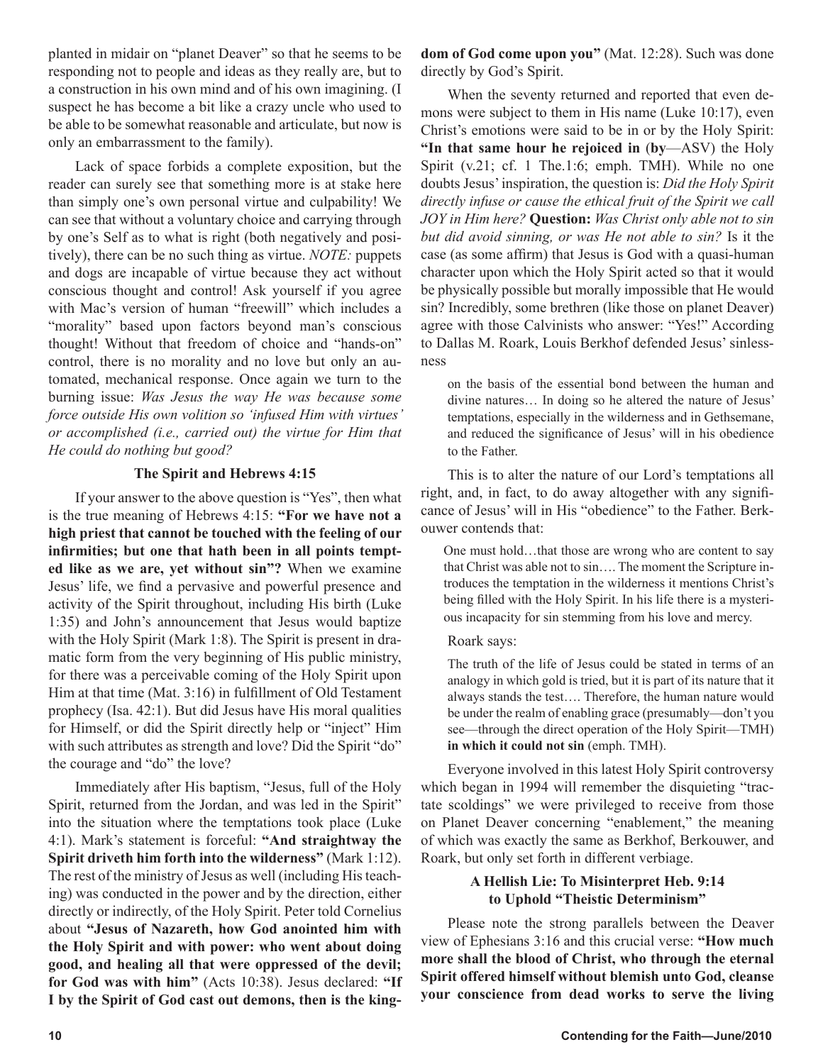planted in midair on "planet Deaver" so that he seems to be responding not to people and ideas as they really are, but to a construction in his own mind and of his own imagining. (I suspect he has become a bit like a crazy uncle who used to be able to be somewhat reasonable and articulate, but now is only an embarrassment to the family).

Lack of space forbids a complete exposition, but the reader can surely see that something more is at stake here than simply one's own personal virtue and culpability! We can see that without a voluntary choice and carrying through by one's Self as to what is right (both negatively and positively), there can be no such thing as virtue. *NOTE:* puppets and dogs are incapable of virtue because they act without conscious thought and control! Ask yourself if you agree with Mac's version of human "freewill" which includes a "morality" based upon factors beyond man's conscious thought! Without that freedom of choice and "hands-on" control, there is no morality and no love but only an automated, mechanical response. Once again we turn to the burning issue: *Was Jesus the way He was because some force outside His own volition so 'infused Him with virtues' or accomplished (i.e., carried out) the virtue for Him that He could do nothing but good?*

### The Spirit and Hebrews 4:15

If your answer to the above question is "Yes", then what is the true meaning of Hebrews 4:15: **"For we have not a high priest that cannot be touched with the feeling of our infirmities; but one that hath been in all points tempted like as we are, yet without sin"?** When we examine Jesus' life, we find a pervasive and powerful presence and activity of the Spirit throughout, including His birth (Luke 1:35) and John's announcement that Jesus would baptize with the Holy Spirit (Mark 1:8). The Spirit is present in dramatic form from the very beginning of His public ministry, for there was a perceivable coming of the Holy Spirit upon Him at that time (Mat. 3:16) in fulfillment of Old Testament prophecy (Isa. 42:1). But did Jesus have His moral qualities for Himself, or did the Spirit directly help or "inject" Him with such attributes as strength and love? Did the Spirit "do" the courage and "do" the love?

Immediately after His baptism, "Jesus, full of the Holy Spirit, returned from the Jordan, and was led in the Spirit" into the situation where the temptations took place (Luke 4:1). Mark's statement is forceful: **"And straightway the Spirit driveth him forth into the wilderness"** (Mark 1:12). The rest of the ministry of Jesus as well (including His teaching) was conducted in the power and by the direction, either directly or indirectly, of the Holy Spirit. Peter told Cornelius about **"Jesus of Nazareth, how God anointed him with the Holy Spirit and with power: who went about doing good, and healing all that were oppressed of the devil; for God was with him"** (Acts 10:38). Jesus declared: **"If I by the Spirit of God cast out demons, then is the kingdom of God come upon you"** (Mat. 12:28). Such was done directly by God's Spirit.

When the seventy returned and reported that even demons were subject to them in His name (Luke 10:17), even Christ's emotions were said to be in or by the Holy Spirit: **"In that same hour he rejoiced in** (**by**—ASV) the Holy Spirit (v.21; cf. 1 The.1:6; emph. TMH). While no one doubts Jesus' inspiration, the question is: *Did the Holy Spirit directly infuse or cause the ethical fruit of the Spirit we call JOY in Him here?* **Question:** *Was Christ only able not to sin but did avoid sinning, or was He not able to sin?* Is it the case (as some affirm) that Jesus is God with a quasi-human character upon which the Holy Spirit acted so that it would be physically possible but morally impossible that He would sin? Incredibly, some brethren (like those on planet Deaver) agree with those Calvinists who answer: "Yes!" According to Dallas M. Roark, Louis Berkhof defended Jesus' sinlessness

> on the basis of the essential bond between the human and divine natures… In doing so he altered the nature of Jesus' temptations, especially in the wilderness and in Gethsemane, and reduced the significance of Jesus' will in his obedience to the Father.

This is to alter the nature of our Lord's temptations all right, and, in fact, to do away altogether with any significance of Jesus' will in His "obedience" to the Father. Berkouwer contends that:

> One must hold…that those are wrong who are content to say that Christ was able not to sin…. The moment the Scripture introduces the temptation in the wilderness it mentions Christ's being filled with the Holy Spirit. In his life there is a mysterious incapacity for sin stemming from his love and mercy.

Roark says:

> The truth of the life of Jesus could be stated in terms of an analogy in which gold is tried, but it is part of its nature that it always stands the test…. Therefore, the human nature would be under the realm of enabling grace (presumably—don't you see—through the direct operation of the Holy Spirit—TMH) **in which it could not sin** (emph. TMH).

Everyone involved in this latest Holy Spirit controversy which began in 1994 will remember the disquieting "tractate scoldings" we were privileged to receive from those on Planet Deaver concerning "enablement," the meaning of which was exactly the same as Berkhof, Berkouwer, and Roark, but only set forth in different verbiage.

### A Hellish Lie: To Misinterpret Heb. 9:14 to Uphold "Theistic Determinism"

Please note the strong parallels between the Deaver view of Ephesians 3:16 and this crucial verse: **"How much more shall the blood of Christ, who through the eternal Spirit offered himself without blemish unto God, cleanse your conscience from dead works to serve the living**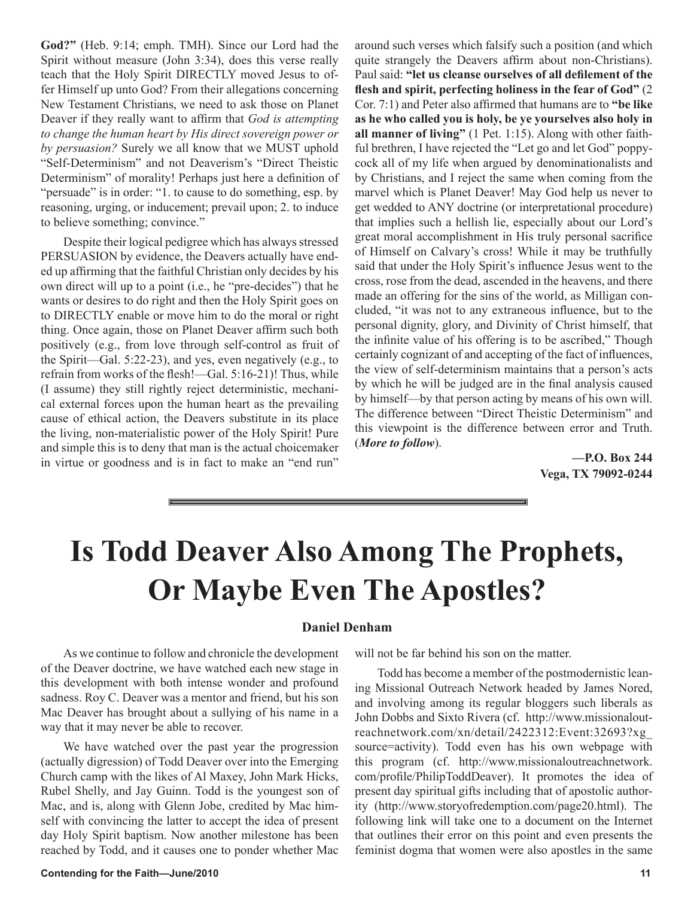**God?"** (Heb. 9:14; emph. TMH). Since our Lord had the Spirit without measure (John 3:34), does this verse really teach that the Holy Spirit DIRECTLY moved Jesus to offer Himself up unto God? From their allegations concerning New Testament Christians, we need to ask those on Planet Deaver if they really want to affirm that *God is attempting to change the human heart by His direct sovereign power or by persuasion?* Surely we all know that we MUST uphold "Self-Determinism" and not Deaverism's "Direct Theistic Determinism" of morality! Perhaps just here a definition of "persuade" is in order: "1. to cause to do something, esp. by reasoning, urging, or inducement; prevail upon; 2. to induce to believe something; convince."

Despite their logical pedigree which has always stressed PERSUASION by evidence, the Deavers actually have ended up affirming that the faithful Christian only decides by his own direct will up to a point (i.e., he "pre-decides") that he wants or desires to do right and then the Holy Spirit goes on to DIRECTLY enable or move him to do the moral or right thing. Once again, those on Planet Deaver affirm such both positively (e.g., from love through self-control as fruit of the Spirit—Gal. 5:22-23), and yes, even negatively (e.g., to refrain from works of the flesh!—Gal. 5:16-21)! Thus, while (I assume) they still rightly reject deterministic, mechanical external forces upon the human heart as the prevailing cause of ethical action, the Deavers substitute in its place the living, non-materialistic power of the Holy Spirit! Pure and simple this is to deny that man is the actual choicemaker in virtue or goodness and is in fact to make an "end run" around such verses which falsify such a position (and which quite strangely the Deavers affirm about non-Christians). Paul said: **"let us cleanse ourselves of all defilement of the flesh and spirit, perfecting holiness in the fear of God"** (2 Cor. 7:1) and Peter also affirmed that humans are to **"be like as he who called you is holy, be ye yourselves also holy in all manner of living"** (1 Pet. 1:15). Along with other faithful brethren, I have rejected the "Let go and let God" poppycock all of my life when argued by denominationalists and by Christians, and I reject the same when coming from the marvel which is Planet Deaver! May God help us never to get wedded to ANY doctrine (or interpretational procedure) that implies such a hellish lie, especially about our Lord's great moral accomplishment in His truly personal sacrifice of Himself on Calvary's cross! While it may be truthfully said that under the Holy Spirit's influence Jesus went to the cross, rose from the dead, ascended in the heavens, and there made an offering for the sins of the world, as Milligan concluded, "it was not to any extraneous influence, but to the personal dignity, glory, and Divinity of Christ himself, that the infinite value of his offering is to be ascribed," Though certainly cognizant of and accepting of the fact of influences, the view of self-determinism maintains that a person's acts by which he will be judged are in the final analysis caused by himself—by that person acting by means of his own will. The difference between "Direct Theistic Determinism" and this viewpoint is the difference between error and Truth. (***More to follow***).

**—P.O. Box 244**
**Vega, TX 79092-0244**

---

# Is Todd Deaver Also Among The Prophets, Or Maybe Even The Apostles?

**Daniel Denham**

As we continue to follow and chronicle the development of the Deaver doctrine, we have watched each new stage in this development with both intense wonder and profound sadness. Roy C. Deaver was a mentor and friend, but his son Mac Deaver has brought about a sullying of his name in a way that it may never be able to recover.

We have watched over the past year the progression (actually digression) of Todd Deaver over into the Emerging Church camp with the likes of Al Maxey, John Mark Hicks, Rubel Shelly, and Jay Guinn. Todd is the youngest son of Mac, and is, along with Glenn Jobe, credited by Mac himself with convincing the latter to accept the idea of present day Holy Spirit baptism. Now another milestone has been reached by Todd, and it causes one to ponder whether Mac will not be far behind his son on the matter.

Todd has become a member of the postmodernistic leaning Missional Outreach Network headed by James Nored, and involving among its regular bloggers such liberals as John Dobbs and Sixto Rivera (cf. http://www.missionaloutreachnetwork.com/xn/detail/2422312:Event:32693?xg_source=activity). Todd even has his own webpage with this program (cf. http://www.missionaloutreachnetwork.com/profile/PhilipToddDeaver). It promotes the idea of present day spiritual gifts including that of apostolic authority (http://www.storyofredemption.com/page20.html). The following link will take one to a document on the Internet that outlines their error on this point and even presents the feminist dogma that women were also apostles in the same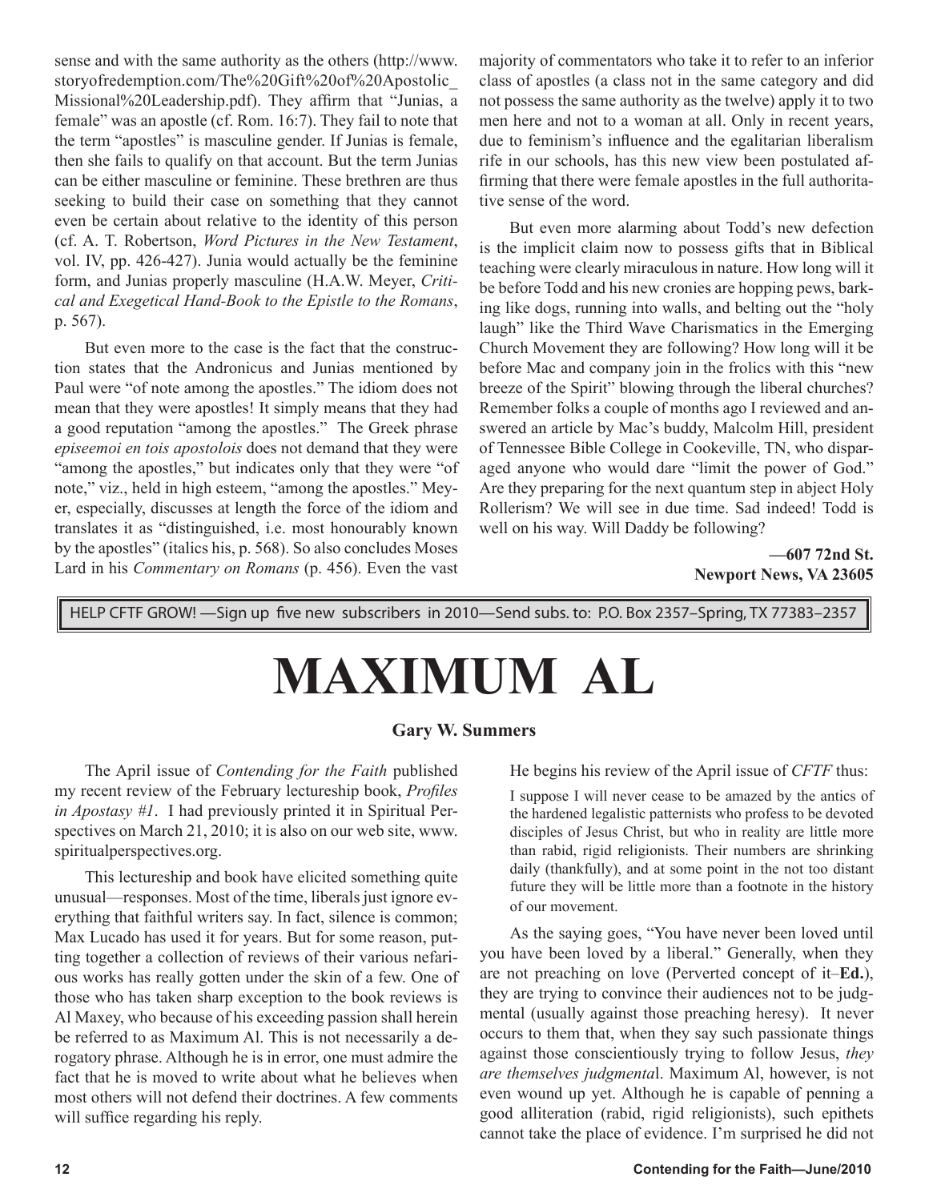sense and with the same authority as the others (http://www.storyofredemption.com/The%20Gift%20of%20Apostolic_Missional%20Leadership.pdf). They affirm that "Junias, a female" was an apostle (cf. Rom. 16:7). They fail to note that the term "apostles" is masculine gender. If Junias is female, then she fails to qualify on that account. But the term Junias can be either masculine or feminine. These brethren are thus seeking to build their case on something that they cannot even be certain about relative to the identity of this person (cf. A. T. Robertson, *Word Pictures in the New Testament*, vol. IV, pp. 426-427). Junia would actually be the feminine form, and Junias properly masculine (H.A.W. Meyer, *Critical and Exegetical Hand-Book to the Epistle to the Romans*, p. 567).

But even more to the case is the fact that the construction states that the Andronicus and Junias mentioned by Paul were "of note among the apostles." The idiom does not mean that they were apostles! It simply means that they had a good reputation "among the apostles." The Greek phrase *episeemoi en tois apostolois* does not demand that they were "among the apostles," but indicates only that they were "of note," viz., held in high esteem, "among the apostles." Meyer, especially, discusses at length the force of the idiom and translates it as "distinguished, i.e. most honourably known by the apostles" (italics his, p. 568). So also concludes Moses Lard in his *Commentary on Romans* (p. 456). Even the vast majority of commentators who take it to refer to an inferior class of apostles (a class not in the same category and did not possess the same authority as the twelve) apply it to two men here and not to a woman at all. Only in recent years, due to feminism's influence and the egalitarian liberalism rife in our schools, has this new view been postulated affirming that there were female apostles in the full authoritative sense of the word.

But even more alarming about Todd's new defection is the implicit claim now to possess gifts that in Biblical teaching were clearly miraculous in nature. How long will it be before Todd and his new cronies are hopping pews, barking like dogs, running into walls, and belting out the "holy laugh" like the Third Wave Charismatics in the Emerging Church Movement they are following? How long will it be before Mac and company join in the frolics with this "new breeze of the Spirit" blowing through the liberal churches? Remember folks a couple of months ago I reviewed and answered an article by Mac's buddy, Malcolm Hill, president of Tennessee Bible College in Cookeville, TN, who disparaged anyone who would dare "limit the power of God." Are they preparing for the next quantum step in abject Holy Rollerism? We will see in due time. Sad indeed! Todd is well on his way. Will Daddy be following?

**—607 72nd St.**
**Newport News, VA 23605**

HELP CFTF GROW! —Sign up five new subscribers in 2010—Send subs. to: P.O. Box 2357–Spring, TX 77383–2357

# MAXIMUM AL

**Gary W. Summers**

The April issue of *Contending for the Faith* published my recent review of the February lectureship book, *Profiles in Apostasy #1*. I had previously printed it in Spiritual Perspectives on March 21, 2010; it is also on our web site, www.spiritualperspectives.org.

This lectureship and book have elicited something quite unusual—responses. Most of the time, liberals just ignore everything that faithful writers say. In fact, silence is common; Max Lucado has used it for years. But for some reason, putting together a collection of reviews of their various nefarious works has really gotten under the skin of a few. One of those who has taken sharp exception to the book reviews is Al Maxey, who because of his exceeding passion shall herein be referred to as Maximum Al. This is not necessarily a derogatory phrase. Although he is in error, one must admire the fact that he is moved to write about what he believes when most others will not defend their doctrines. A few comments will suffice regarding his reply.

He begins his review of the April issue of *CFTF* thus:

> I suppose I will never cease to be amazed by the antics of the hardened legalistic patternists who profess to be devoted disciples of Jesus Christ, but who in reality are little more than rabid, rigid religionists. Their numbers are shrinking daily (thankfully), and at some point in the not too distant future they will be little more than a footnote in the history of our movement.

As the saying goes, "You have never been loved until you have been loved by a liberal." Generally, when they are not preaching on love (Perverted concept of it–**Ed.**), they are trying to convince their audiences not to be judgmental (usually against those preaching heresy). It never occurs to them that, when they say such passionate things against those conscientiously trying to follow Jesus, *they are themselves judgmental*. Maximum Al, however, is not even wound up yet. Although he is capable of penning a good alliteration (rabid, rigid religionists), such epithets cannot take the place of evidence. I'm surprised he did not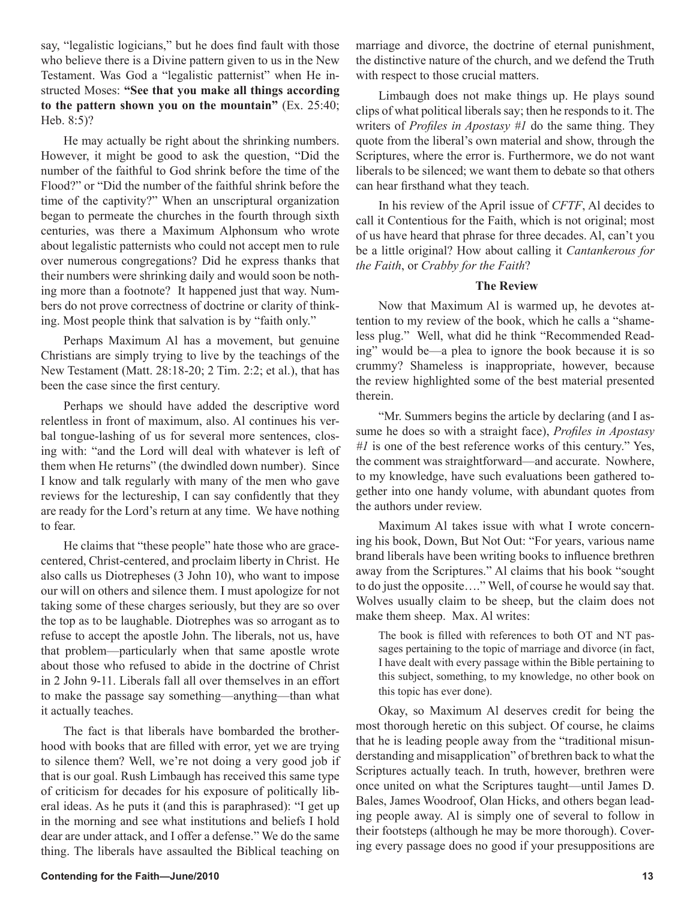say, "legalistic logicians," but he does find fault with those who believe there is a Divine pattern given to us in the New Testament. Was God a "legalistic patternist" when He instructed Moses: **"See that you make all things according to the pattern shown you on the mountain"** (Ex. 25:40; Heb. 8:5)?

He may actually be right about the shrinking numbers. However, it might be good to ask the question, "Did the number of the faithful to God shrink before the time of the Flood?" or "Did the number of the faithful shrink before the time of the captivity?" When an unscriptural organization began to permeate the churches in the fourth through sixth centuries, was there a Maximum Alphonsum who wrote about legalistic patternists who could not accept men to rule over numerous congregations? Did he express thanks that their numbers were shrinking daily and would soon be nothing more than a footnote? It happened just that way. Numbers do not prove correctness of doctrine or clarity of thinking. Most people think that salvation is by "faith only."

Perhaps Maximum Al has a movement, but genuine Christians are simply trying to live by the teachings of the New Testament (Matt. 28:18-20; 2 Tim. 2:2; et al.), that has been the case since the first century.

Perhaps we should have added the descriptive word relentless in front of maximum, also. Al continues his verbal tongue-lashing of us for several more sentences, closing with: "and the Lord will deal with whatever is left of them when He returns" (the dwindled down number). Since I know and talk regularly with many of the men who gave reviews for the lectureship, I can say confidently that they are ready for the Lord's return at any time. We have nothing to fear.

He claims that "these people" hate those who are grace-centered, Christ-centered, and proclaim liberty in Christ. He also calls us Diotrepheses (3 John 10), who want to impose our will on others and silence them. I must apologize for not taking some of these charges seriously, but they are so over the top as to be laughable. Diotrephes was so arrogant as to refuse to accept the apostle John. The liberals, not us, have that problem—particularly when that same apostle wrote about those who refused to abide in the doctrine of Christ in 2 John 9-11. Liberals fall all over themselves in an effort to make the passage say something—anything—than what it actually teaches.

The fact is that liberals have bombarded the brotherhood with books that are filled with error, yet we are trying to silence them? Well, we're not doing a very good job if that is our goal. Rush Limbaugh has received this same type of criticism for decades for his exposure of politically liberal ideas. As he puts it (and this is paraphrased): "I get up in the morning and see what institutions and beliefs I hold dear are under attack, and I offer a defense." We do the same thing. The liberals have assaulted the Biblical teaching on marriage and divorce, the doctrine of eternal punishment, the distinctive nature of the church, and we defend the Truth with respect to those crucial matters.

Limbaugh does not make things up. He plays sound clips of what political liberals say; then he responds to it. The writers of *Profiles in Apostasy #1* do the same thing. They quote from the liberal's own material and show, through the Scriptures, where the error is. Furthermore, we do not want liberals to be silenced; we want them to debate so that others can hear firsthand what they teach.

In his review of the April issue of *CFTF*, Al decides to call it Contentious for the Faith, which is not original; most of us have heard that phrase for three decades. Al, can't you be a little original? How about calling it *Cantankerous for the Faith*, or *Crabby for the Faith*?

### The Review

Now that Maximum Al is warmed up, he devotes attention to my review of the book, which he calls a "shameless plug." Well, what did he think "Recommended Reading" would be—a plea to ignore the book because it is so crummy? Shameless is inappropriate, however, because the review highlighted some of the best material presented therein.

"Mr. Summers begins the article by declaring (and I assume he does so with a straight face), *Profiles in Apostasy #1* is one of the best reference works of this century." Yes, the comment was straightforward—and accurate. Nowhere, to my knowledge, have such evaluations been gathered together into one handy volume, with abundant quotes from the authors under review.

Maximum Al takes issue with what I wrote concerning his book, Down, But Not Out: "For years, various name brand liberals have been writing books to influence brethren away from the Scriptures." Al claims that his book "sought to do just the opposite…." Well, of course he would say that. Wolves usually claim to be sheep, but the claim does not make them sheep. Max. Al writes:

> The book is filled with references to both OT and NT passages pertaining to the topic of marriage and divorce (in fact, I have dealt with every passage within the Bible pertaining to this subject, something, to my knowledge, no other book on this topic has ever done).

Okay, so Maximum Al deserves credit for being the most thorough heretic on this subject. Of course, he claims that he is leading people away from the "traditional misunderstanding and misapplication" of brethren back to what the Scriptures actually teach. In truth, however, brethren were once united on what the Scriptures taught—until James D. Bales, James Woodroof, Olan Hicks, and others began leading people away. Al is simply one of several to follow in their footsteps (although he may be more thorough). Covering every passage does no good if your presuppositions are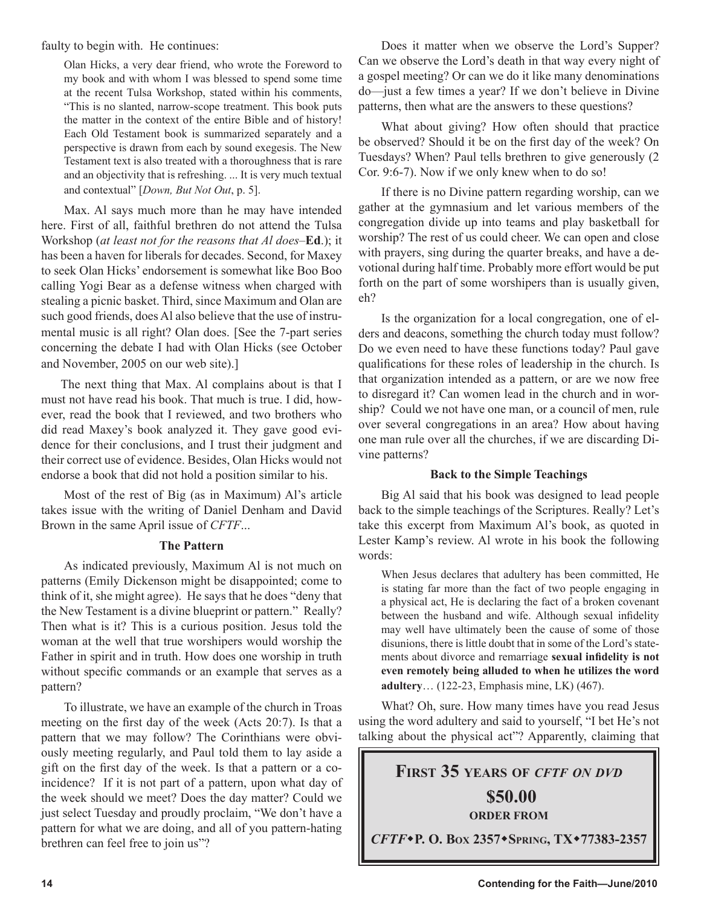faulty to begin with. He continues:

> Olan Hicks, a very dear friend, who wrote the Foreword to my book and with whom I was blessed to spend some time at the recent Tulsa Workshop, stated within his comments, "This is no slanted, narrow-scope treatment. This book puts the matter in the context of the entire Bible and of history! Each Old Testament book is summarized separately and a perspective is drawn from each by sound exegesis. The New Testament text is also treated with a thoroughness that is rare and an objectivity that is refreshing. ... It is very much textual and contextual" [*Down, But Not Out*, p. 5].

Max. Al says much more than he may have intended here. First of all, faithful brethren do not attend the Tulsa Workshop (*at least not for the reasons that Al does*–**Ed**.); it has been a haven for liberals for decades. Second, for Maxey to seek Olan Hicks' endorsement is somewhat like Boo Boo calling Yogi Bear as a defense witness when charged with stealing a picnic basket. Third, since Maximum and Olan are such good friends, does Al also believe that the use of instrumental music is all right? Olan does. [See the 7-part series concerning the debate I had with Olan Hicks (see October and November, 2005 on our web site).]

The next thing that Max. Al complains about is that I must not have read his book. That much is true. I did, however, read the book that I reviewed, and two brothers who did read Maxey's book analyzed it. They gave good evidence for their conclusions, and I trust their judgment and their correct use of evidence. Besides, Olan Hicks would not endorse a book that did not hold a position similar to his.

Most of the rest of Big (as in Maximum) Al's article takes issue with the writing of Daniel Denham and David Brown in the same April issue of *CFTF*...

### The Pattern

As indicated previously, Maximum Al is not much on patterns (Emily Dickenson might be disappointed; come to think of it, she might agree). He says that he does "deny that the New Testament is a divine blueprint or pattern." Really? Then what is it? This is a curious position. Jesus told the woman at the well that true worshipers would worship the Father in spirit and in truth. How does one worship in truth without specific commands or an example that serves as a pattern?

To illustrate, we have an example of the church in Troas meeting on the first day of the week (Acts 20:7). Is that a pattern that we may follow? The Corinthians were obviously meeting regularly, and Paul told them to lay aside a gift on the first day of the week. Is that a pattern or a coincidence? If it is not part of a pattern, upon what day of the week should we meet? Does the day matter? Could we just select Tuesday and proudly proclaim, "We don't have a pattern for what we are doing, and all of you pattern-hating brethren can feel free to join us"?

Does it matter when we observe the Lord's Supper? Can we observe the Lord's death in that way every night of a gospel meeting? Or can we do it like many denominations do—just a few times a year? If we don't believe in Divine patterns, then what are the answers to these questions?

What about giving? How often should that practice be observed? Should it be on the first day of the week? On Tuesdays? When? Paul tells brethren to give generously (2 Cor. 9:6-7). Now if we only knew when to do so!

If there is no Divine pattern regarding worship, can we gather at the gymnasium and let various members of the congregation divide up into teams and play basketball for worship? The rest of us could cheer. We can open and close with prayers, sing during the quarter breaks, and have a devotional during half time. Probably more effort would be put forth on the part of some worshipers than is usually given, eh?

Is the organization for a local congregation, one of elders and deacons, something the church today must follow? Do we even need to have these functions today? Paul gave qualifications for these roles of leadership in the church. Is that organization intended as a pattern, or are we now free to disregard it? Can women lead in the church and in worship? Could we not have one man, or a council of men, rule over several congregations in an area? How about having one man rule over all the churches, if we are discarding Divine patterns?

### Back to the Simple Teachings

Big Al said that his book was designed to lead people back to the simple teachings of the Scriptures. Really? Let's take this excerpt from Maximum Al's book, as quoted in Lester Kamp's review. Al wrote in his book the following words:

> When Jesus declares that adultery has been committed, He is stating far more than the fact of two people engaging in a physical act, He is declaring the fact of a broken covenant between the husband and wife. Although sexual infidelity may well have ultimately been the cause of some of those disunions, there is little doubt that in some of the Lord's statements about divorce and remarriage **sexual infidelity is not even remotely being alluded to when he utilizes the word adultery**… (122-23, Emphasis mine, LK) (467).

What? Oh, sure. How many times have you read Jesus using the word adultery and said to yourself, "I bet He's not talking about the physical act"? Apparently, claiming that

**FIRST 35 YEARS OF *CFTF ON DVD***

**$50.00**

**ORDER FROM**

***CFTF*•P. O. BOX 2357•SPRING, TX•77383-2357**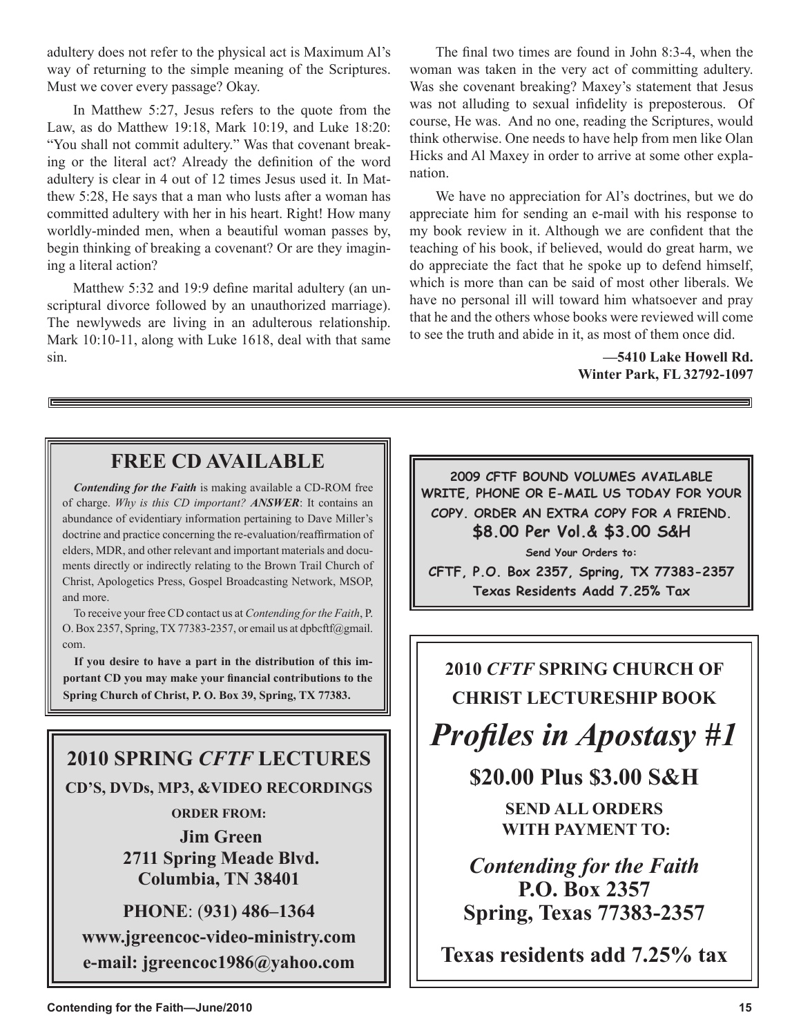adultery does not refer to the physical act is Maximum Al's way of returning to the simple meaning of the Scriptures. Must we cover every passage? Okay.

In Matthew 5:27, Jesus refers to the quote from the Law, as do Matthew 19:18, Mark 10:19, and Luke 18:20: "You shall not commit adultery." Was that covenant breaking or the literal act? Already the definition of the word adultery is clear in 4 out of 12 times Jesus used it. In Matthew 5:28, He says that a man who lusts after a woman has committed adultery with her in his heart. Right! How many worldly-minded men, when a beautiful woman passes by, begin thinking of breaking a covenant? Or are they imagining a literal action?

Matthew 5:32 and 19:9 define marital adultery (an unscriptural divorce followed by an unauthorized marriage). The newlyweds are living in an adulterous relationship. Mark 10:10-11, along with Luke 1618, deal with that same sin.

The final two times are found in John 8:3-4, when the woman was taken in the very act of committing adultery. Was she covenant breaking? Maxey's statement that Jesus was not alluding to sexual infidelity is preposterous. Of course, He was. And no one, reading the Scriptures, would think otherwise. One needs to have help from men like Olan Hicks and Al Maxey in order to arrive at some other explanation.

We have no appreciation for Al's doctrines, but we do appreciate him for sending an e-mail with his response to my book review in it. Although we are confident that the teaching of his book, if believed, would do great harm, we do appreciate the fact that he spoke up to defend himself, which is more than can be said of most other liberals. We have no personal ill will toward him whatsoever and pray that he and the others whose books were reviewed will come to see the truth and abide in it, as most of them once did.

**—5410 Lake Howell Rd.**
**Winter Park, FL 32792-1097**

---

## FREE CD AVAILABLE

***Contending for the Faith*** is making available a CD-ROM free of charge. *Why is this CD important?* ***ANSWER***: It contains an abundance of evidentiary information pertaining to Dave Miller's doctrine and practice concerning the re-evaluation/reaffirmation of elders, MDR, and other relevant and important materials and documents directly or indirectly relating to the Brown Trail Church of Christ, Apologetics Press, Gospel Broadcasting Network, MSOP, and more.

To receive your free CD contact us at *Contending for the Faith*, P. O. Box 2357, Spring, TX 77383-2357, or email us at dpbcftf@gmail.com.

**If you desire to have a part in the distribution of this important CD you may make your financial contributions to the Spring Church of Christ, P. O. Box 39, Spring, TX 77383.**

---

## 2010 SPRING *CFTF* LECTURES

**CD'S, DVDs, MP3, &VIDEO RECORDINGS**

**ORDER FROM:**

**Jim Green**
**2711 Spring Meade Blvd.**
**Columbia, TN 38401**

**PHONE**: **(931) 486–1364**

**www.jgreencoc-video-ministry.com**

**e-mail: jgreencoc1986@yahoo.com**

---

**2009 CFTF BOUND VOLUMES AVAILABLE**
**WRITE, PHONE OR E-MAIL US TODAY FOR YOUR COPY. ORDER AN EXTRA COPY FOR A FRIEND.**
**$8.00 Per Vol.& $3.00 S&H**

**Send Your Orders to:**
**CFTF, P.O. Box 2357, Spring, TX 77383-2357**
**Texas Residents Aadd 7.25% Tax**

---

**2010 *CFTF* SPRING CHURCH OF CHRIST LECTURESHIP BOOK**

# *Profiles in Apostasy #1*

**$20.00 Plus $3.00 S&H**

**SEND ALL ORDERS WITH PAYMENT TO:**

***Contending for the Faith***
**P.O. Box 2357**
**Spring, Texas 77383-2357**

**Texas residents add 7.25% tax**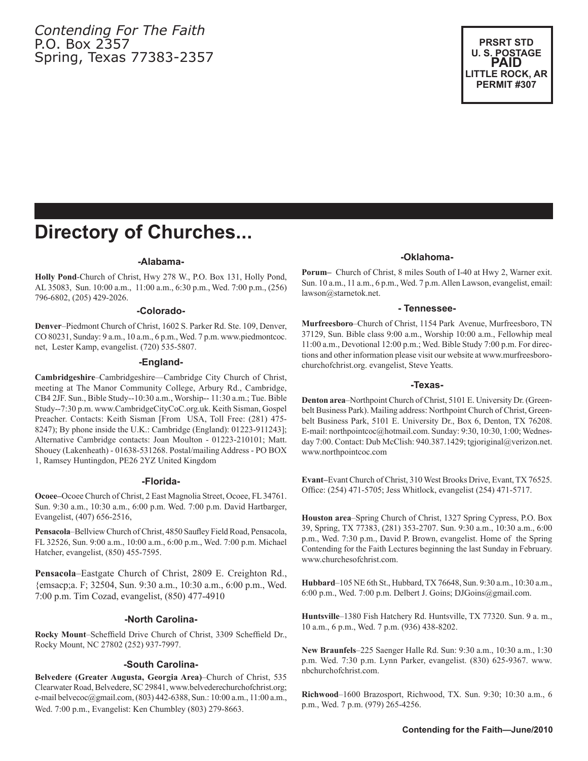*Contending For The Faith*
P.O. Box 2357
Spring, Texas 77383-2357

PRSRT STD
U. S. POSTAGE
**PAID**
LITTLE ROCK, AR
PERMIT #307

# Directory of Churches...

### -Alabama-

**Holly Pond**-Church of Christ, Hwy 278 W., P.O. Box 131, Holly Pond, AL 35083, Sun. 10:00 a.m., 11:00 a.m., 6:30 p.m., Wed. 7:00 p.m., (256) 796-6802, (205) 429-2026.

### -Colorado-

**Denver**–Piedmont Church of Christ, 1602 S. Parker Rd. Ste. 109, Denver, CO 80231, Sunday: 9 a.m., 10 a.m., 6 p.m., Wed. 7 p.m. www.piedmontcoc.net, Lester Kamp, evangelist. (720) 535-5807.

### -England-

**Cambridgeshire**–Cambridgeshire—Cambridge City Church of Christ, meeting at The Manor Community College, Arbury Rd., Cambridge, CB4 2JF. Sun., Bible Study--10:30 a.m., Worship-- 11:30 a.m.; Tue. Bible Study--7:30 p.m. www.CambridgeCityCoC.org.uk. Keith Sisman, Gospel Preacher. Contacts: Keith Sisman [From USA, Toll Free: (281) 475-8247); By phone inside the U.K.: Cambridge (England): 01223-911243]; Alternative Cambridge contacts: Joan Moulton - 01223-210101; Matt. Shouey (Lakenheath) - 01638-531268. Postal/mailing Address - PO BOX 1, Ramsey Huntingdon, PE26 2YZ United Kingdom

### -Florida-

**Ocoee–**Ocoee Church of Christ, 2 East Magnolia Street, Ocoee, FL 34761. Sun. 9:30 a.m., 10:30 a.m., 6:00 p.m. Wed. 7:00 p.m. David Hartbarger, Evangelist, (407) 656-2516,

**Pensacola**–Bellview Church of Christ, 4850 Saufley Field Road, Pensacola, FL 32526, Sun. 9:00 a.m., 10:00 a.m., 6:00 p.m., Wed. 7:00 p.m. Michael Hatcher, evangelist, (850) 455-7595.

**Pensacola**–Eastgate Church of Christ, 2809 E. Creighton Rd., {emsacp;a. F; 32504, Sun. 9:30 a.m., 10:30 a.m., 6:00 p.m., Wed. 7:00 p.m. Tim Cozad, evangelist, (850) 477-4910

### -North Carolina-

**Rocky Mount**–Scheffield Drive Church of Christ, 3309 Scheffield Dr., Rocky Mount, NC 27802 (252) 937-7997.

### -South Carolina-

**Belvedere (Greater Augusta, Georgia Area)**–Church of Christ, 535 Clearwater Road, Belvedere, SC 29841, www.belvederechurchofchrist.org; e-mail belvecoc@gmail.com, (803) 442-6388, Sun.: 10:00 a.m., 11:00 a.m., Wed. 7:00 p.m., Evangelist: Ken Chumbley (803) 279-8663.

### -Oklahoma-

**Porum–** Church of Christ, 8 miles South of I-40 at Hwy 2, Warner exit. Sun. 10 a.m., 11 a.m., 6 p.m., Wed. 7 p.m. Allen Lawson, evangelist, email: lawson@starnetok.net.

### - Tennessee-

**Murfreesboro**–Church of Christ, 1154 Park Avenue, Murfreesboro, TN 37129, Sun. Bible class 9:00 a.m., Worship 10:00 a.m., Fellowhip meal 11:00 a.m., Devotional 12:00 p.m.; Wed. Bible Study 7:00 p.m. For directions and other information please visit our website at www.murfreesborochurchofchrist.org. evangelist, Steve Yeatts.

### -Texas-

**Denton area**–Northpoint Church of Christ, 5101 E. University Dr. (Greenbelt Business Park). Mailing address: Northpoint Church of Christ, Greenbelt Business Park, 5101 E. University Dr., Box 6, Denton, TX 76208. E-mail: northpointcoc@hotmail.com. Sunday: 9:30, 10:30, 1:00; Wednesday 7:00. Contact: Dub McClish: 940.387.1429; tgjoriginal@verizon.net. www.northpointcoc.com

**Evant–**Evant Church of Christ, 310 West Brooks Drive, Evant, TX 76525. Office: (254) 471-5705; Jess Whitlock, evangelist (254) 471-5717.

**Houston area**–Spring Church of Christ, 1327 Spring Cypress, P.O. Box 39, Spring, TX 77383, (281) 353-2707. Sun. 9:30 a.m., 10:30 a.m., 6:00 p.m., Wed. 7:30 p.m., David P. Brown, evangelist. Home of the Spring Contending for the Faith Lectures beginning the last Sunday in February. www.churchesofchrist.com.

**Hubbard**–105 NE 6th St., Hubbard, TX 76648, Sun. 9:30 a.m., 10:30 a.m., 6:00 p.m., Wed. 7:00 p.m. Delbert J. Goins; DJGoins@gmail.com.

**Huntsville**–1380 Fish Hatchery Rd. Huntsville, TX 77320. Sun. 9 a. m., 10 a.m., 6 p.m., Wed. 7 p.m. (936) 438-8202.

**New Braunfels**–225 Saenger Halle Rd. Sun: 9:30 a.m., 10:30 a.m., 1:30 p.m. Wed. 7:30 p.m. Lynn Parker, evangelist. (830) 625-9367. www.nbchurchofchrist.com.

**Richwood**–1600 Brazosport, Richwood, TX. Sun. 9:30; 10:30 a.m., 6 p.m., Wed. 7 p.m. (979) 265-4256.